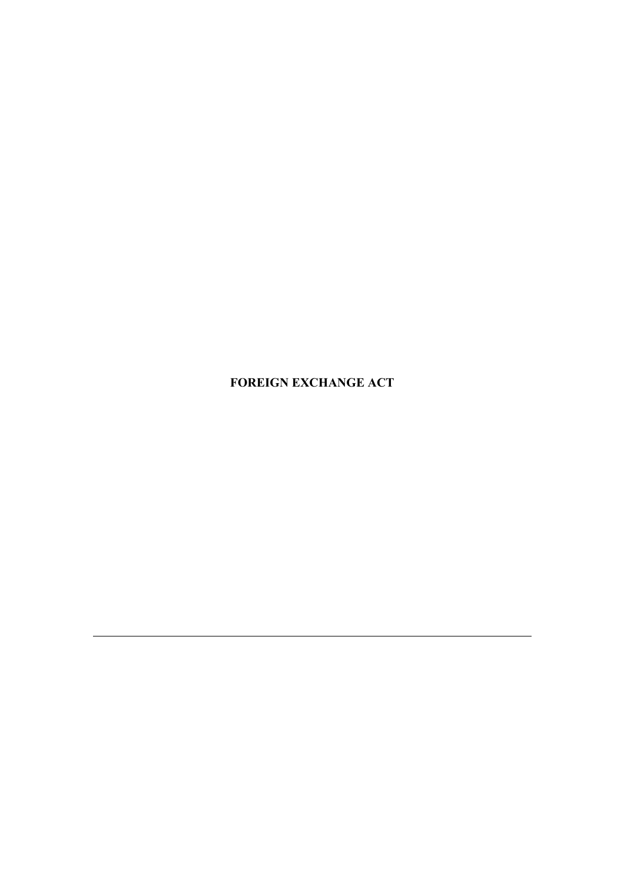# FOREIGN EXCHANGE ACT

---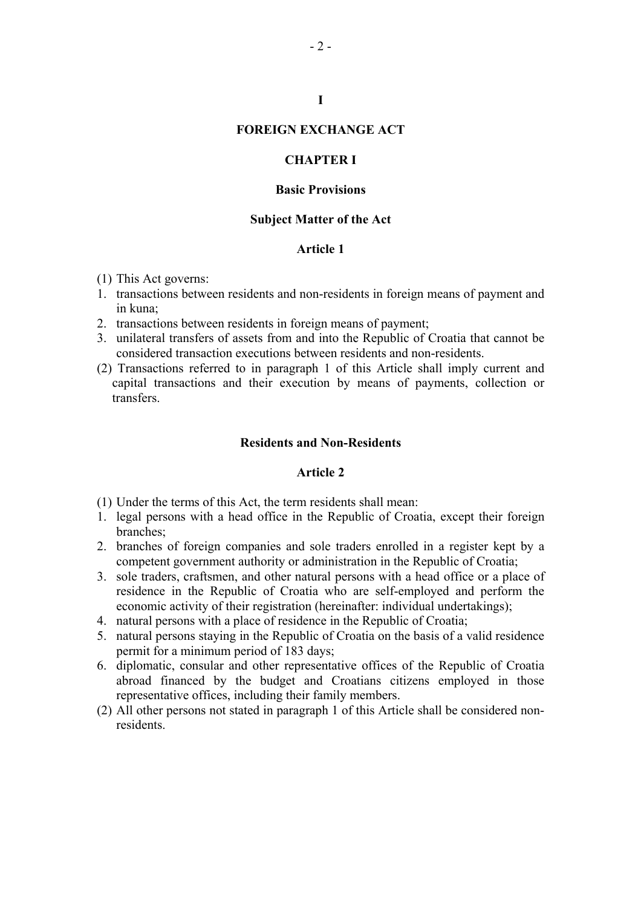# I

# FOREIGN EXCHANGE ACT

## CHAPTER I

### Basic Provisions

### Subject Matter of the Act

#### Article 1

(1) This Act governs:

1. transactions between residents and non-residents in foreign means of payment and in kuna;
2. transactions between residents in foreign means of payment;
3. unilateral transfers of assets from and into the Republic of Croatia that cannot be considered transaction executions between residents and non-residents.

(2) Transactions referred to in paragraph 1 of this Article shall imply current and capital transactions and their execution by means of payments, collection or transfers.

### Residents and Non-Residents

#### Article 2

(1) Under the terms of this Act, the term residents shall mean:

1. legal persons with a head office in the Republic of Croatia, except their foreign branches;
2. branches of foreign companies and sole traders enrolled in a register kept by a competent government authority or administration in the Republic of Croatia;
3. sole traders, craftsmen, and other natural persons with a head office or a place of residence in the Republic of Croatia who are self-employed and perform the economic activity of their registration (hereinafter: individual undertakings);
4. natural persons with a place of residence in the Republic of Croatia;
5. natural persons staying in the Republic of Croatia on the basis of a valid residence permit for a minimum period of 183 days;
6. diplomatic, consular and other representative offices of the Republic of Croatia abroad financed by the budget and Croatians citizens employed in those representative offices, including their family members.

(2) All other persons not stated in paragraph 1 of this Article shall be considered non-residents.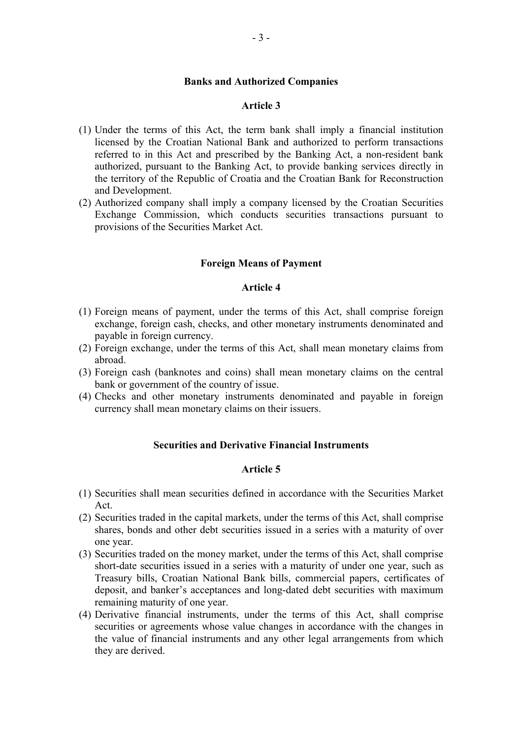## Banks and Authorized Companies

### Article 3

(1) Under the terms of this Act, the term bank shall imply a financial institution licensed by the Croatian National Bank and authorized to perform transactions referred to in this Act and prescribed by the Banking Act, a non-resident bank authorized, pursuant to the Banking Act, to provide banking services directly in the territory of the Republic of Croatia and the Croatian Bank for Reconstruction and Development.

(2) Authorized company shall imply a company licensed by the Croatian Securities Exchange Commission, which conducts securities transactions pursuant to provisions of the Securities Market Act.

## Foreign Means of Payment

### Article 4

(1) Foreign means of payment, under the terms of this Act, shall comprise foreign exchange, foreign cash, checks, and other monetary instruments denominated and payable in foreign currency.

(2) Foreign exchange, under the terms of this Act, shall mean monetary claims from abroad.

(3) Foreign cash (banknotes and coins) shall mean monetary claims on the central bank or government of the country of issue.

(4) Checks and other monetary instruments denominated and payable in foreign currency shall mean monetary claims on their issuers.

## Securities and Derivative Financial Instruments

### Article 5

(1) Securities shall mean securities defined in accordance with the Securities Market Act.

(2) Securities traded in the capital markets, under the terms of this Act, shall comprise shares, bonds and other debt securities issued in a series with a maturity of over one year.

(3) Securities traded on the money market, under the terms of this Act, shall comprise short-date securities issued in a series with a maturity of under one year, such as Treasury bills, Croatian National Bank bills, commercial papers, certificates of deposit, and banker's acceptances and long-dated debt securities with maximum remaining maturity of one year.

(4) Derivative financial instruments, under the terms of this Act, shall comprise securities or agreements whose value changes in accordance with the changes in the value of financial instruments and any other legal arrangements from which they are derived.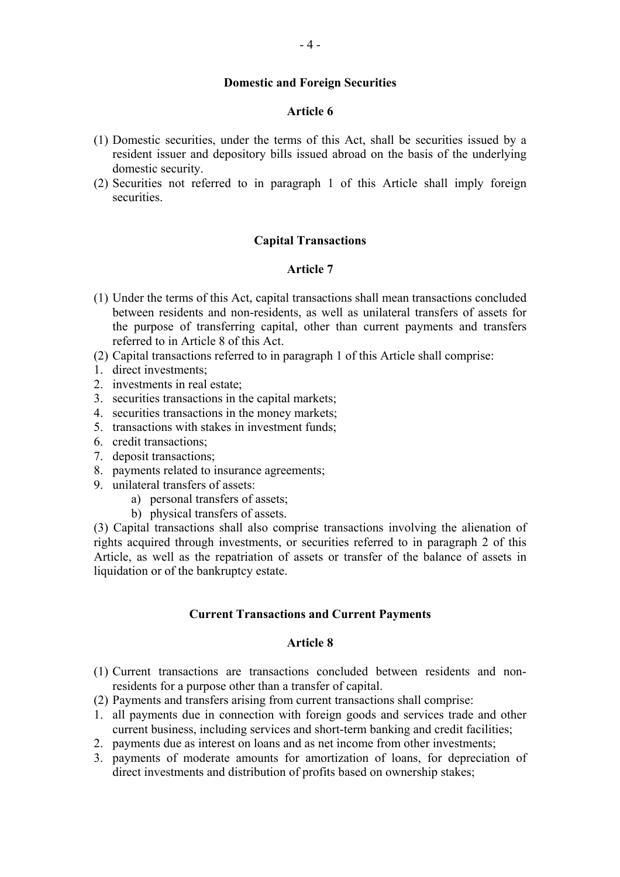## Domestic and Foreign Securities

### Article 6

(1) Domestic securities, under the terms of this Act, shall be securities issued by a resident issuer and depository bills issued abroad on the basis of the underlying domestic security.
(2) Securities not referred to in paragraph 1 of this Article shall imply foreign securities.

## Capital Transactions

### Article 7

(1) Under the terms of this Act, capital transactions shall mean transactions concluded between residents and non-residents, as well as unilateral transfers of assets for the purpose of transferring capital, other than current payments and transfers referred to in Article 8 of this Act.
(2) Capital transactions referred to in paragraph 1 of this Article shall comprise:
1. direct investments;
2. investments in real estate;
3. securities transactions in the capital markets;
4. securities transactions in the money markets;
5. transactions with stakes in investment funds;
6. credit transactions;
7. deposit transactions;
8. payments related to insurance agreements;
9. unilateral transfers of assets:
   a) personal transfers of assets;
   b) physical transfers of assets.

(3) Capital transactions shall also comprise transactions involving the alienation of rights acquired through investments, or securities referred to in paragraph 2 of this Article, as well as the repatriation of assets or transfer of the balance of assets in liquidation or of the bankruptcy estate.

## Current Transactions and Current Payments

### Article 8

(1) Current transactions are transactions concluded between residents and non-residents for a purpose other than a transfer of capital.
(2) Payments and transfers arising from current transactions shall comprise:
1. all payments due in connection with foreign goods and services trade and other current business, including services and short-term banking and credit facilities;
2. payments due as interest on loans and as net income from other investments;
3. payments of moderate amounts for amortization of loans, for depreciation of direct investments and distribution of profits based on ownership stakes;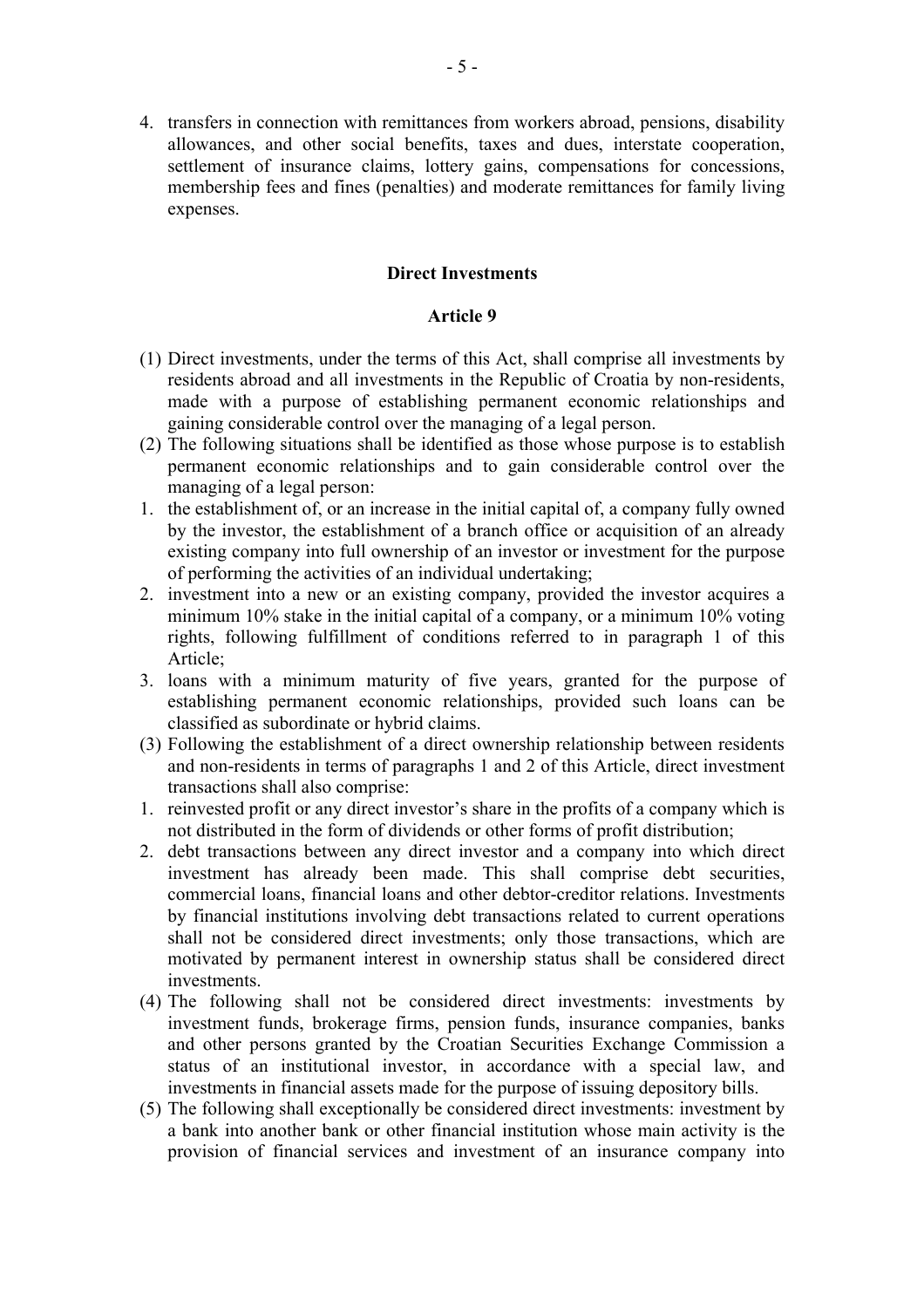4. transfers in connection with remittances from workers abroad, pensions, disability allowances, and other social benefits, taxes and dues, interstate cooperation, settlement of insurance claims, lottery gains, compensations for concessions, membership fees and fines (penalties) and moderate remittances for family living expenses.

## Direct Investments

### Article 9

(1) Direct investments, under the terms of this Act, shall comprise all investments by residents abroad and all investments in the Republic of Croatia by non-residents, made with a purpose of establishing permanent economic relationships and gaining considerable control over the managing of a legal person.

(2) The following situations shall be identified as those whose purpose is to establish permanent economic relationships and to gain considerable control over the managing of a legal person:

1. the establishment of, or an increase in the initial capital of, a company fully owned by the investor, the establishment of a branch office or acquisition of an already existing company into full ownership of an investor or investment for the purpose of performing the activities of an individual undertaking;
2. investment into a new or an existing company, provided the investor acquires a minimum 10% stake in the initial capital of a company, or a minimum 10% voting rights, following fulfillment of conditions referred to in paragraph 1 of this Article;
3. loans with a minimum maturity of five years, granted for the purpose of establishing permanent economic relationships, provided such loans can be classified as subordinate or hybrid claims.

(3) Following the establishment of a direct ownership relationship between residents and non-residents in terms of paragraphs 1 and 2 of this Article, direct investment transactions shall also comprise:

1. reinvested profit or any direct investor's share in the profits of a company which is not distributed in the form of dividends or other forms of profit distribution;
2. debt transactions between any direct investor and a company into which direct investment has already been made. This shall comprise debt securities, commercial loans, financial loans and other debtor-creditor relations. Investments by financial institutions involving debt transactions related to current operations shall not be considered direct investments; only those transactions, which are motivated by permanent interest in ownership status shall be considered direct investments.

(4) The following shall not be considered direct investments: investments by investment funds, brokerage firms, pension funds, insurance companies, banks and other persons granted by the Croatian Securities Exchange Commission a status of an institutional investor, in accordance with a special law, and investments in financial assets made for the purpose of issuing depository bills.

(5) The following shall exceptionally be considered direct investments: investment by a bank into another bank or other financial institution whose main activity is the provision of financial services and investment of an insurance company into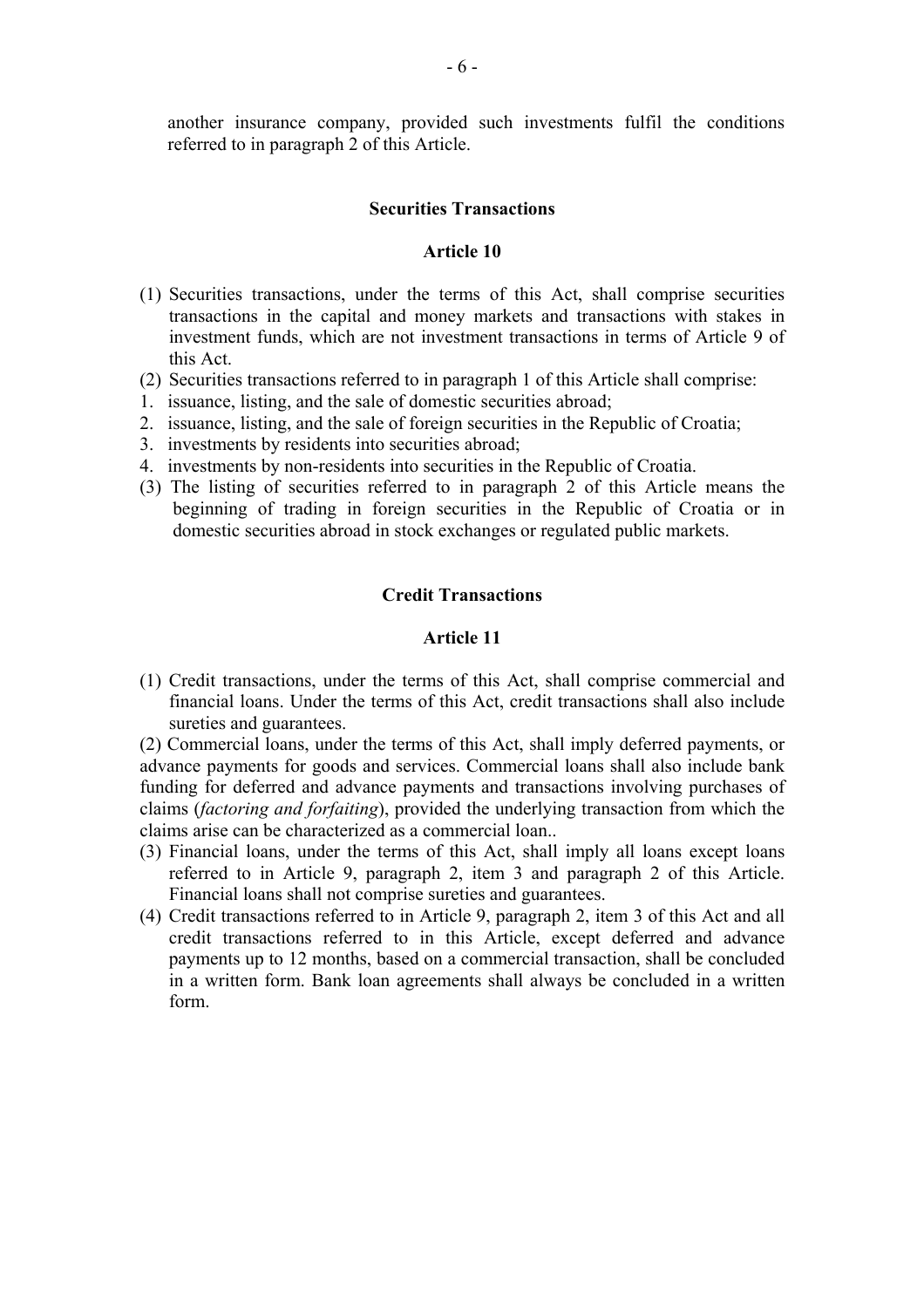another insurance company, provided such investments fulfil the conditions referred to in paragraph 2 of this Article.

## Securities Transactions

### Article 10

(1) Securities transactions, under the terms of this Act, shall comprise securities transactions in the capital and money markets and transactions with stakes in investment funds, which are not investment transactions in terms of Article 9 of this Act.

(2) Securities transactions referred to in paragraph 1 of this Article shall comprise:

1. issuance, listing, and the sale of domestic securities abroad;
2. issuance, listing, and the sale of foreign securities in the Republic of Croatia;
3. investments by residents into securities abroad;
4. investments by non-residents into securities in the Republic of Croatia.

(3) The listing of securities referred to in paragraph 2 of this Article means the beginning of trading in foreign securities in the Republic of Croatia or in domestic securities abroad in stock exchanges or regulated public markets.

## Credit Transactions

### Article 11

(1) Credit transactions, under the terms of this Act, shall comprise commercial and financial loans. Under the terms of this Act, credit transactions shall also include sureties and guarantees.

(2) Commercial loans, under the terms of this Act, shall imply deferred payments, or advance payments for goods and services. Commercial loans shall also include bank funding for deferred and advance payments and transactions involving purchases of claims (*factoring and forfaiting*), provided the underlying transaction from which the claims arise can be characterized as a commercial loan..

(3) Financial loans, under the terms of this Act, shall imply all loans except loans referred to in Article 9, paragraph 2, item 3 and paragraph 2 of this Article. Financial loans shall not comprise sureties and guarantees.

(4) Credit transactions referred to in Article 9, paragraph 2, item 3 of this Act and all credit transactions referred to in this Article, except deferred and advance payments up to 12 months, based on a commercial transaction, shall be concluded in a written form. Bank loan agreements shall always be concluded in a written form.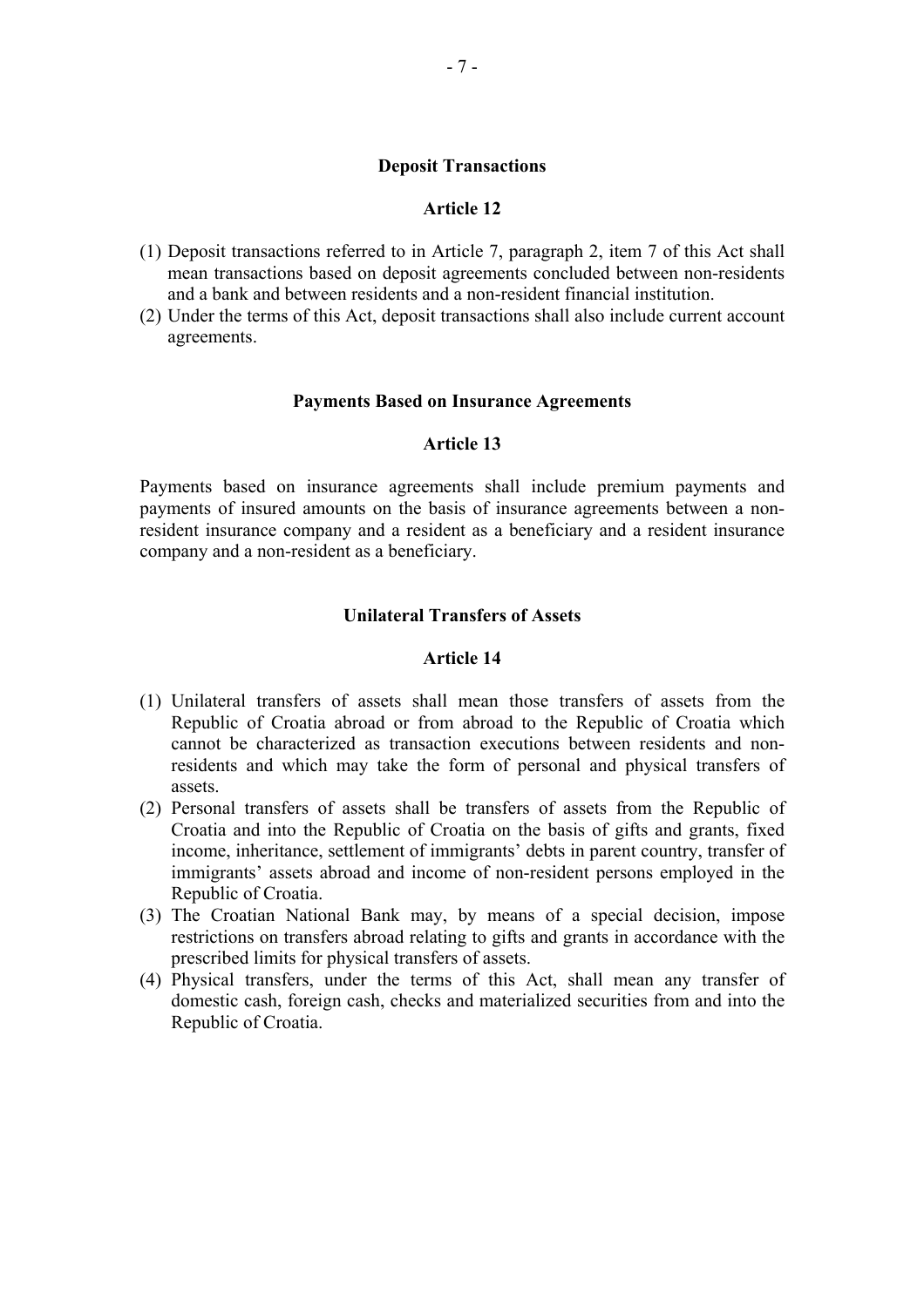### Deposit Transactions

### Article 12

(1) Deposit transactions referred to in Article 7, paragraph 2, item 7 of this Act shall mean transactions based on deposit agreements concluded between non-residents and a bank and between residents and a non-resident financial institution.
(2) Under the terms of this Act, deposit transactions shall also include current account agreements.

### Payments Based on Insurance Agreements

### Article 13

Payments based on insurance agreements shall include premium payments and payments of insured amounts on the basis of insurance agreements between a non-resident insurance company and a resident as a beneficiary and a resident insurance company and a non-resident as a beneficiary.

### Unilateral Transfers of Assets

### Article 14

(1) Unilateral transfers of assets shall mean those transfers of assets from the Republic of Croatia abroad or from abroad to the Republic of Croatia which cannot be characterized as transaction executions between residents and non-residents and which may take the form of personal and physical transfers of assets.
(2) Personal transfers of assets shall be transfers of assets from the Republic of Croatia and into the Republic of Croatia on the basis of gifts and grants, fixed income, inheritance, settlement of immigrants' debts in parent country, transfer of immigrants' assets abroad and income of non-resident persons employed in the Republic of Croatia.
(3) The Croatian National Bank may, by means of a special decision, impose restrictions on transfers abroad relating to gifts and grants in accordance with the prescribed limits for physical transfers of assets.
(4) Physical transfers, under the terms of this Act, shall mean any transfer of domestic cash, foreign cash, checks and materialized securities from and into the Republic of Croatia.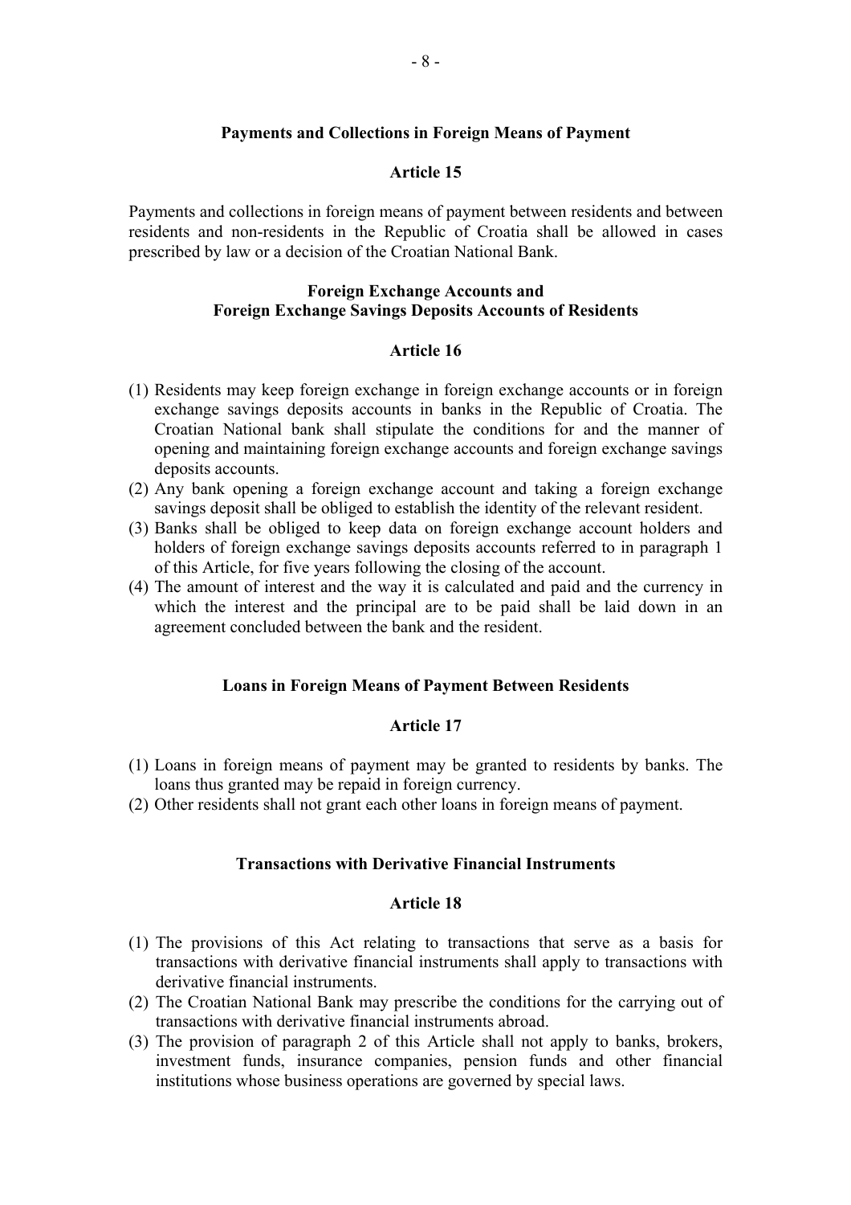**Payments and Collections in Foreign Means of Payment**

**Article 15**

Payments and collections in foreign means of payment between residents and between residents and non-residents in the Republic of Croatia shall be allowed in cases prescribed by law or a decision of the Croatian National Bank.

**Foreign Exchange Accounts and Foreign Exchange Savings Deposits Accounts of Residents**

**Article 16**

(1) Residents may keep foreign exchange in foreign exchange accounts or in foreign exchange savings deposits accounts in banks in the Republic of Croatia. The Croatian National bank shall stipulate the conditions for and the manner of opening and maintaining foreign exchange accounts and foreign exchange savings deposits accounts.
(2) Any bank opening a foreign exchange account and taking a foreign exchange savings deposit shall be obliged to establish the identity of the relevant resident.
(3) Banks shall be obliged to keep data on foreign exchange account holders and holders of foreign exchange savings deposits accounts referred to in paragraph 1 of this Article, for five years following the closing of the account.
(4) The amount of interest and the way it is calculated and paid and the currency in which the interest and the principal are to be paid shall be laid down in an agreement concluded between the bank and the resident.

**Loans in Foreign Means of Payment Between Residents**

**Article 17**

(1) Loans in foreign means of payment may be granted to residents by banks. The loans thus granted may be repaid in foreign currency.
(2) Other residents shall not grant each other loans in foreign means of payment.

**Transactions with Derivative Financial Instruments**

**Article 18**

(1) The provisions of this Act relating to transactions that serve as a basis for transactions with derivative financial instruments shall apply to transactions with derivative financial instruments.
(2) The Croatian National Bank may prescribe the conditions for the carrying out of transactions with derivative financial instruments abroad.
(3) The provision of paragraph 2 of this Article shall not apply to banks, brokers, investment funds, insurance companies, pension funds and other financial institutions whose business operations are governed by special laws.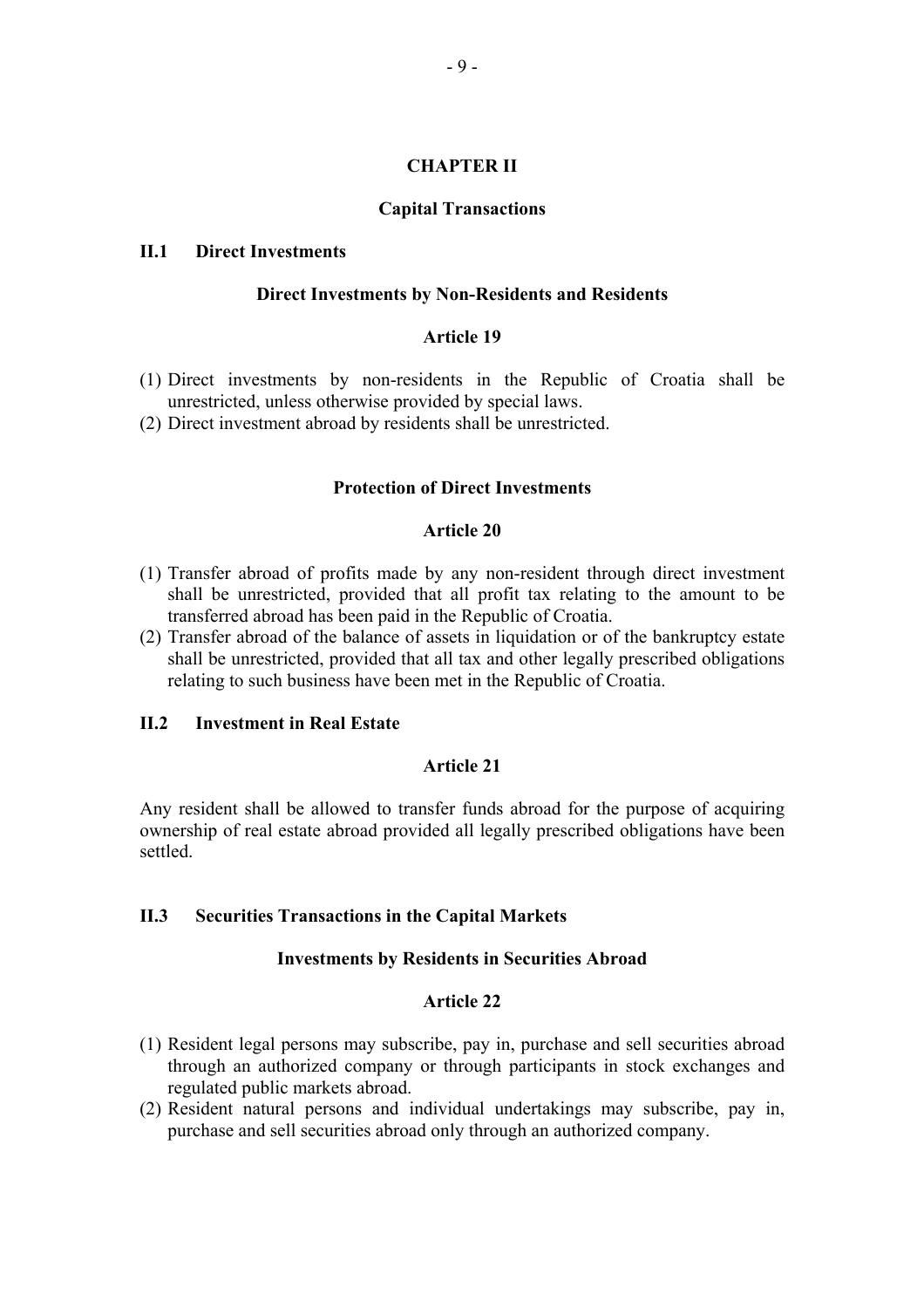# CHAPTER II

## Capital Transactions

### II.1 Direct Investments

#### Direct Investments by Non-Residents and Residents

#### Article 19

(1) Direct investments by non-residents in the Republic of Croatia shall be unrestricted, unless otherwise provided by special laws.
(2) Direct investment abroad by residents shall be unrestricted.

#### Protection of Direct Investments

#### Article 20

(1) Transfer abroad of profits made by any non-resident through direct investment shall be unrestricted, provided that all profit tax relating to the amount to be transferred abroad has been paid in the Republic of Croatia.
(2) Transfer abroad of the balance of assets in liquidation or of the bankruptcy estate shall be unrestricted, provided that all tax and other legally prescribed obligations relating to such business have been met in the Republic of Croatia.

### II.2 Investment in Real Estate

#### Article 21

Any resident shall be allowed to transfer funds abroad for the purpose of acquiring ownership of real estate abroad provided all legally prescribed obligations have been settled.

### II.3 Securities Transactions in the Capital Markets

#### Investments by Residents in Securities Abroad

#### Article 22

(1) Resident legal persons may subscribe, pay in, purchase and sell securities abroad through an authorized company or through participants in stock exchanges and regulated public markets abroad.
(2) Resident natural persons and individual undertakings may subscribe, pay in, purchase and sell securities abroad only through an authorized company.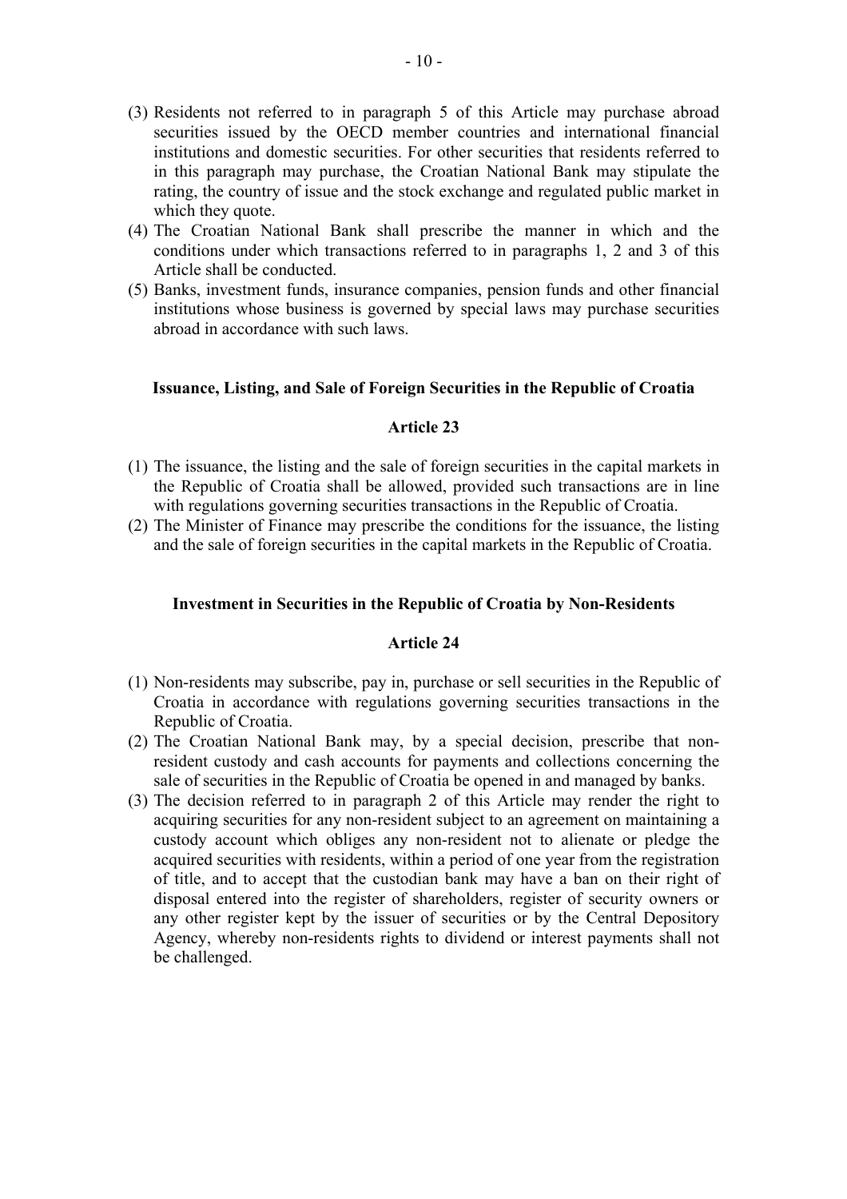(3) Residents not referred to in paragraph 5 of this Article may purchase abroad securities issued by the OECD member countries and international financial institutions and domestic securities. For other securities that residents referred to in this paragraph may purchase, the Croatian National Bank may stipulate the rating, the country of issue and the stock exchange and regulated public market in which they quote.

(4) The Croatian National Bank shall prescribe the manner in which and the conditions under which transactions referred to in paragraphs 1, 2 and 3 of this Article shall be conducted.

(5) Banks, investment funds, insurance companies, pension funds and other financial institutions whose business is governed by special laws may purchase securities abroad in accordance with such laws.

### Issuance, Listing, and Sale of Foreign Securities in the Republic of Croatia

### Article 23

(1) The issuance, the listing and the sale of foreign securities in the capital markets in the Republic of Croatia shall be allowed, provided such transactions are in line with regulations governing securities transactions in the Republic of Croatia.

(2) The Minister of Finance may prescribe the conditions for the issuance, the listing and the sale of foreign securities in the capital markets in the Republic of Croatia.

### Investment in Securities in the Republic of Croatia by Non-Residents

### Article 24

(1) Non-residents may subscribe, pay in, purchase or sell securities in the Republic of Croatia in accordance with regulations governing securities transactions in the Republic of Croatia.

(2) The Croatian National Bank may, by a special decision, prescribe that non-resident custody and cash accounts for payments and collections concerning the sale of securities in the Republic of Croatia be opened in and managed by banks.

(3) The decision referred to in paragraph 2 of this Article may render the right to acquiring securities for any non-resident subject to an agreement on maintaining a custody account which obliges any non-resident not to alienate or pledge the acquired securities with residents, within a period of one year from the registration of title, and to accept that the custodian bank may have a ban on their right of disposal entered into the register of shareholders, register of security owners or any other register kept by the issuer of securities or by the Central Depository Agency, whereby non-residents rights to dividend or interest payments shall not be challenged.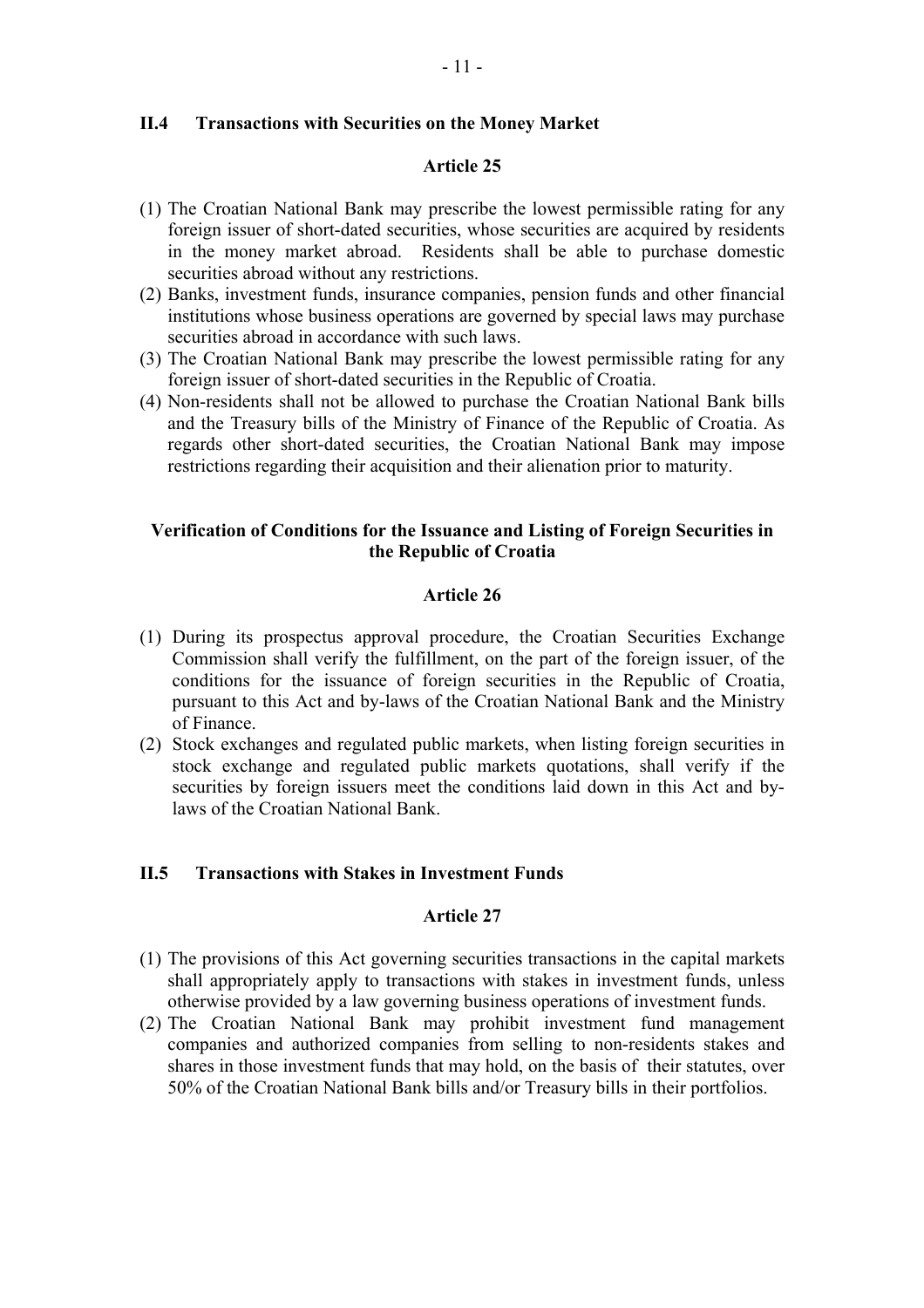## II.4 Transactions with Securities on the Money Market

### Article 25

(1) The Croatian National Bank may prescribe the lowest permissible rating for any foreign issuer of short-dated securities, whose securities are acquired by residents in the money market abroad. Residents shall be able to purchase domestic securities abroad without any restrictions.
(2) Banks, investment funds, insurance companies, pension funds and other financial institutions whose business operations are governed by special laws may purchase securities abroad in accordance with such laws.
(3) The Croatian National Bank may prescribe the lowest permissible rating for any foreign issuer of short-dated securities in the Republic of Croatia.
(4) Non-residents shall not be allowed to purchase the Croatian National Bank bills and the Treasury bills of the Ministry of Finance of the Republic of Croatia. As regards other short-dated securities, the Croatian National Bank may impose restrictions regarding their acquisition and their alienation prior to maturity.

### Verification of Conditions for the Issuance and Listing of Foreign Securities in the Republic of Croatia

### Article 26

(1) During its prospectus approval procedure, the Croatian Securities Exchange Commission shall verify the fulfillment, on the part of the foreign issuer, of the conditions for the issuance of foreign securities in the Republic of Croatia, pursuant to this Act and by-laws of the Croatian National Bank and the Ministry of Finance.
(2) Stock exchanges and regulated public markets, when listing foreign securities in stock exchange and regulated public markets quotations, shall verify if the securities by foreign issuers meet the conditions laid down in this Act and by-laws of the Croatian National Bank.

## II.5 Transactions with Stakes in Investment Funds

### Article 27

(1) The provisions of this Act governing securities transactions in the capital markets shall appropriately apply to transactions with stakes in investment funds, unless otherwise provided by a law governing business operations of investment funds.
(2) The Croatian National Bank may prohibit investment fund management companies and authorized companies from selling to non-residents stakes and shares in those investment funds that may hold, on the basis of their statutes, over 50% of the Croatian National Bank bills and/or Treasury bills in their portfolios.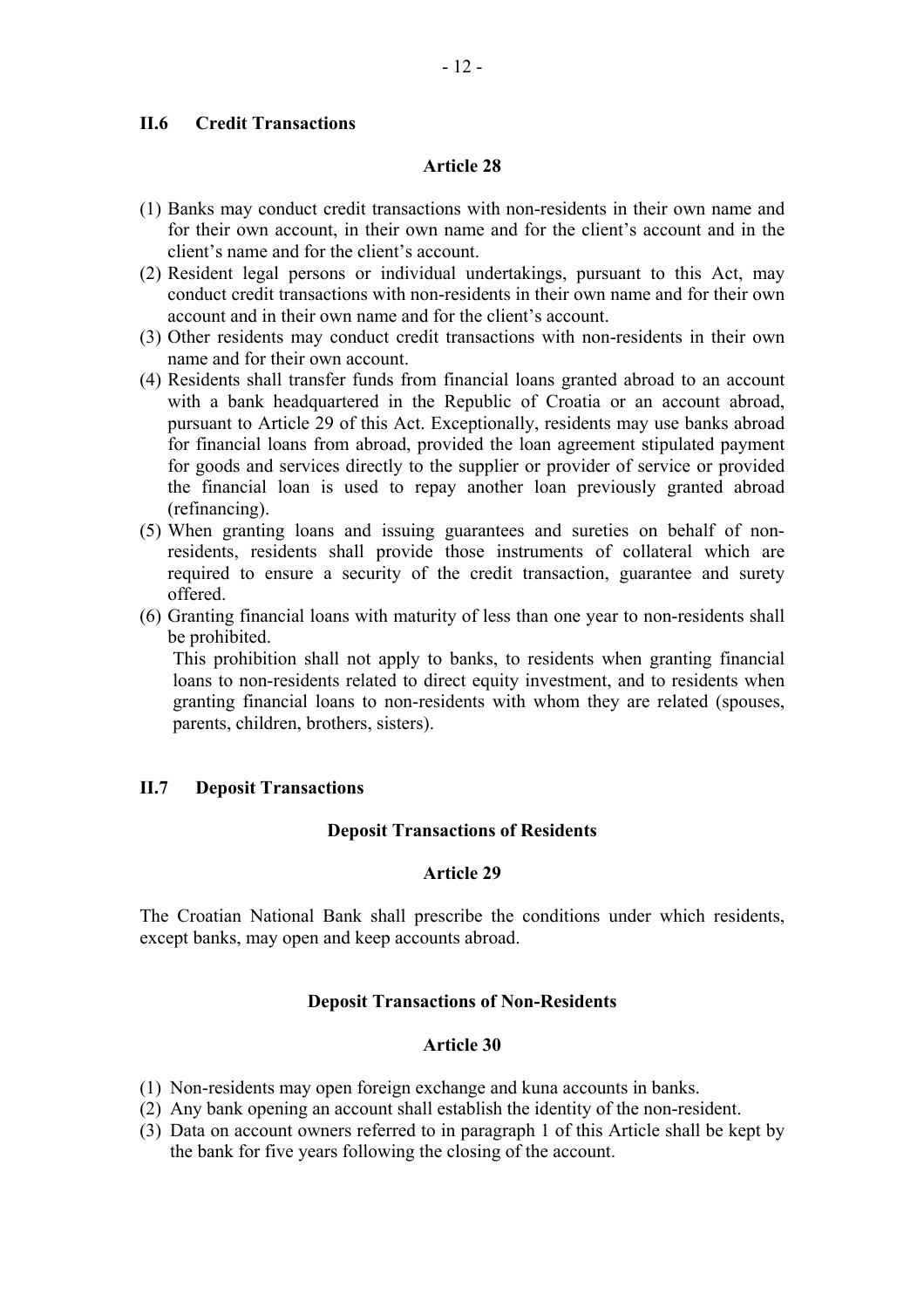## II.6 Credit Transactions

### Article 28

(1) Banks may conduct credit transactions with non-residents in their own name and for their own account, in their own name and for the client's account and in the client's name and for the client's account.
(2) Resident legal persons or individual undertakings, pursuant to this Act, may conduct credit transactions with non-residents in their own name and for their own account and in their own name and for the client's account.
(3) Other residents may conduct credit transactions with non-residents in their own name and for their own account.
(4) Residents shall transfer funds from financial loans granted abroad to an account with a bank headquartered in the Republic of Croatia or an account abroad, pursuant to Article 29 of this Act. Exceptionally, residents may use banks abroad for financial loans from abroad, provided the loan agreement stipulated payment for goods and services directly to the supplier or provider of service or provided the financial loan is used to repay another loan previously granted abroad (refinancing).
(5) When granting loans and issuing guarantees and sureties on behalf of non-residents, residents shall provide those instruments of collateral which are required to ensure a security of the credit transaction, guarantee and surety offered.
(6) Granting financial loans with maturity of less than one year to non-residents shall be prohibited.
This prohibition shall not apply to banks, to residents when granting financial loans to non-residents related to direct equity investment, and to residents when granting financial loans to non-residents with whom they are related (spouses, parents, children, brothers, sisters).

## II.7 Deposit Transactions

### Deposit Transactions of Residents

### Article 29

The Croatian National Bank shall prescribe the conditions under which residents, except banks, may open and keep accounts abroad.

### Deposit Transactions of Non-Residents

### Article 30

(1) Non-residents may open foreign exchange and kuna accounts in banks.
(2) Any bank opening an account shall establish the identity of the non-resident.
(3) Data on account owners referred to in paragraph 1 of this Article shall be kept by the bank for five years following the closing of the account.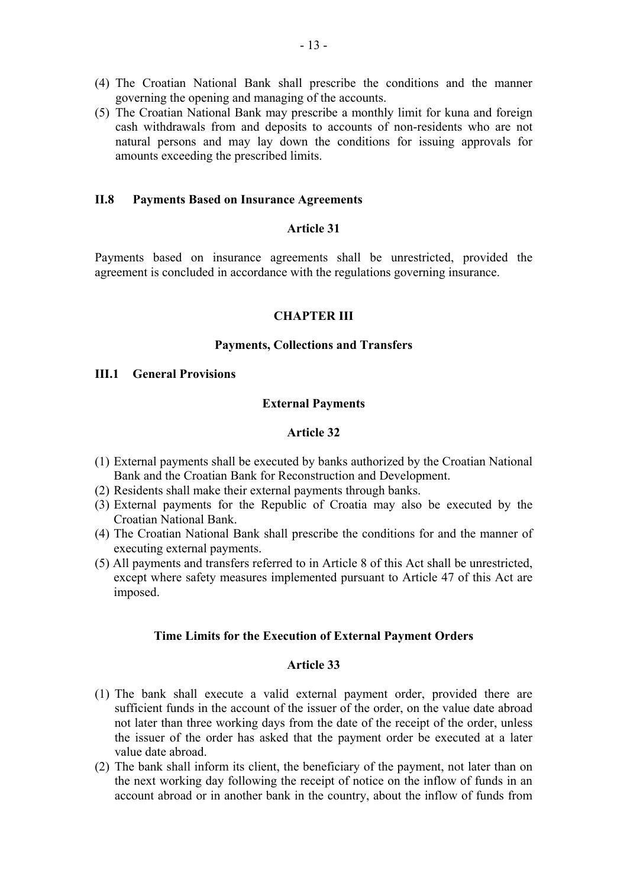(4) The Croatian National Bank shall prescribe the conditions and the manner governing the opening and managing of the accounts.
(5) The Croatian National Bank may prescribe a monthly limit for kuna and foreign cash withdrawals from and deposits to accounts of non-residents who are not natural persons and may lay down the conditions for issuing approvals for amounts exceeding the prescribed limits.

### II.8 Payments Based on Insurance Agreements

#### Article 31

Payments based on insurance agreements shall be unrestricted, provided the agreement is concluded in accordance with the regulations governing insurance.

## CHAPTER III

## Payments, Collections and Transfers

### III.1 General Provisions

#### External Payments

#### Article 32

(1) External payments shall be executed by banks authorized by the Croatian National Bank and the Croatian Bank for Reconstruction and Development.
(2) Residents shall make their external payments through banks.
(3) External payments for the Republic of Croatia may also be executed by the Croatian National Bank.
(4) The Croatian National Bank shall prescribe the conditions for and the manner of executing external payments.
(5) All payments and transfers referred to in Article 8 of this Act shall be unrestricted, except where safety measures implemented pursuant to Article 47 of this Act are imposed.

#### Time Limits for the Execution of External Payment Orders

#### Article 33

(1) The bank shall execute a valid external payment order, provided there are sufficient funds in the account of the issuer of the order, on the value date abroad not later than three working days from the date of the receipt of the order, unless the issuer of the order has asked that the payment order be executed at a later value date abroad.
(2) The bank shall inform its client, the beneficiary of the payment, not later than on the next working day following the receipt of notice on the inflow of funds in an account abroad or in another bank in the country, about the inflow of funds from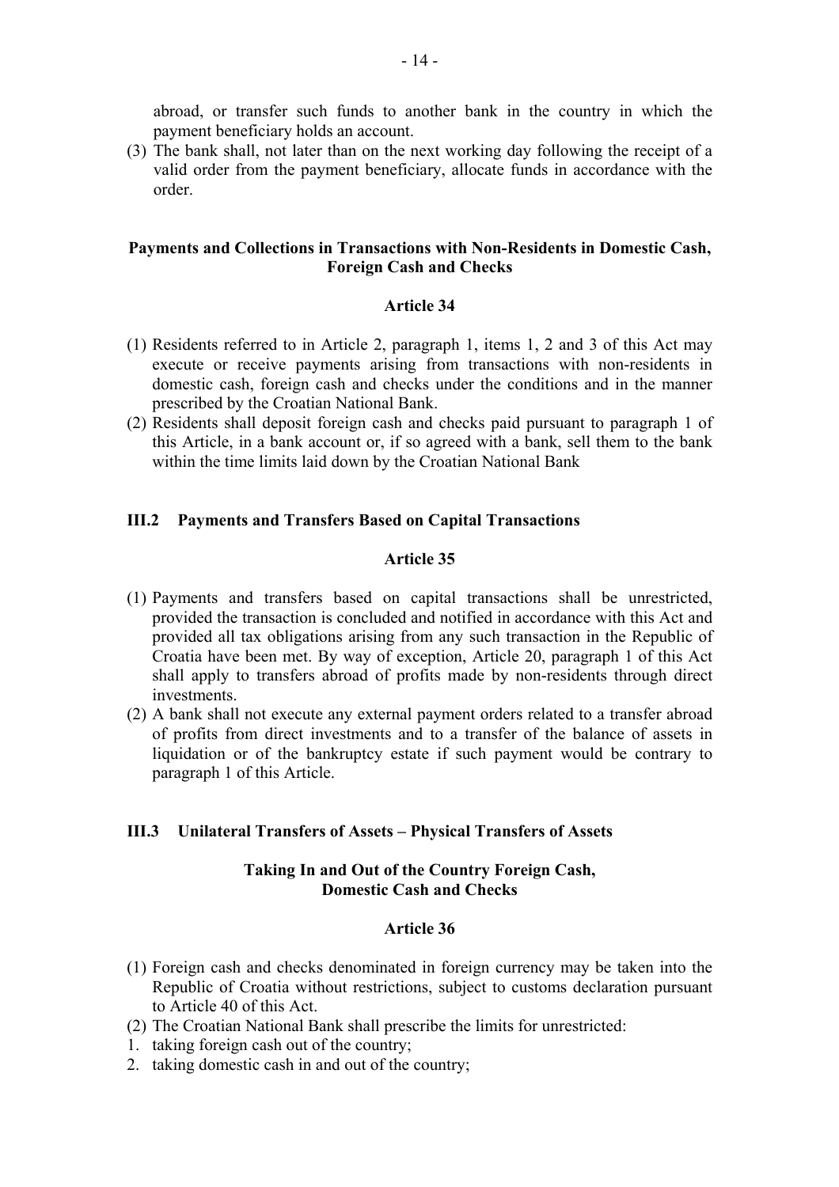abroad, or transfer such funds to another bank in the country in which the payment beneficiary holds an account.

(3) The bank shall, not later than on the next working day following the receipt of a valid order from the payment beneficiary, allocate funds in accordance with the order.

**Payments and Collections in Transactions with Non-Residents in Domestic Cash, Foreign Cash and Checks**

**Article 34**

(1) Residents referred to in Article 2, paragraph 1, items 1, 2 and 3 of this Act may execute or receive payments arising from transactions with non-residents in domestic cash, foreign cash and checks under the conditions and in the manner prescribed by the Croatian National Bank.

(2) Residents shall deposit foreign cash and checks paid pursuant to paragraph 1 of this Article, in a bank account or, if so agreed with a bank, sell them to the bank within the time limits laid down by the Croatian National Bank

## III.2 Payments and Transfers Based on Capital Transactions

**Article 35**

(1) Payments and transfers based on capital transactions shall be unrestricted, provided the transaction is concluded and notified in accordance with this Act and provided all tax obligations arising from any such transaction in the Republic of Croatia have been met. By way of exception, Article 20, paragraph 1 of this Act shall apply to transfers abroad of profits made by non-residents through direct investments.

(2) A bank shall not execute any external payment orders related to a transfer abroad of profits from direct investments and to a transfer of the balance of assets in liquidation or of the bankruptcy estate if such payment would be contrary to paragraph 1 of this Article.

## III.3 Unilateral Transfers of Assets – Physical Transfers of Assets

**Taking In and Out of the Country Foreign Cash, Domestic Cash and Checks**

**Article 36**

(1) Foreign cash and checks denominated in foreign currency may be taken into the Republic of Croatia without restrictions, subject to customs declaration pursuant to Article 40 of this Act.

(2) The Croatian National Bank shall prescribe the limits for unrestricted:

1. taking foreign cash out of the country;
2. taking domestic cash in and out of the country;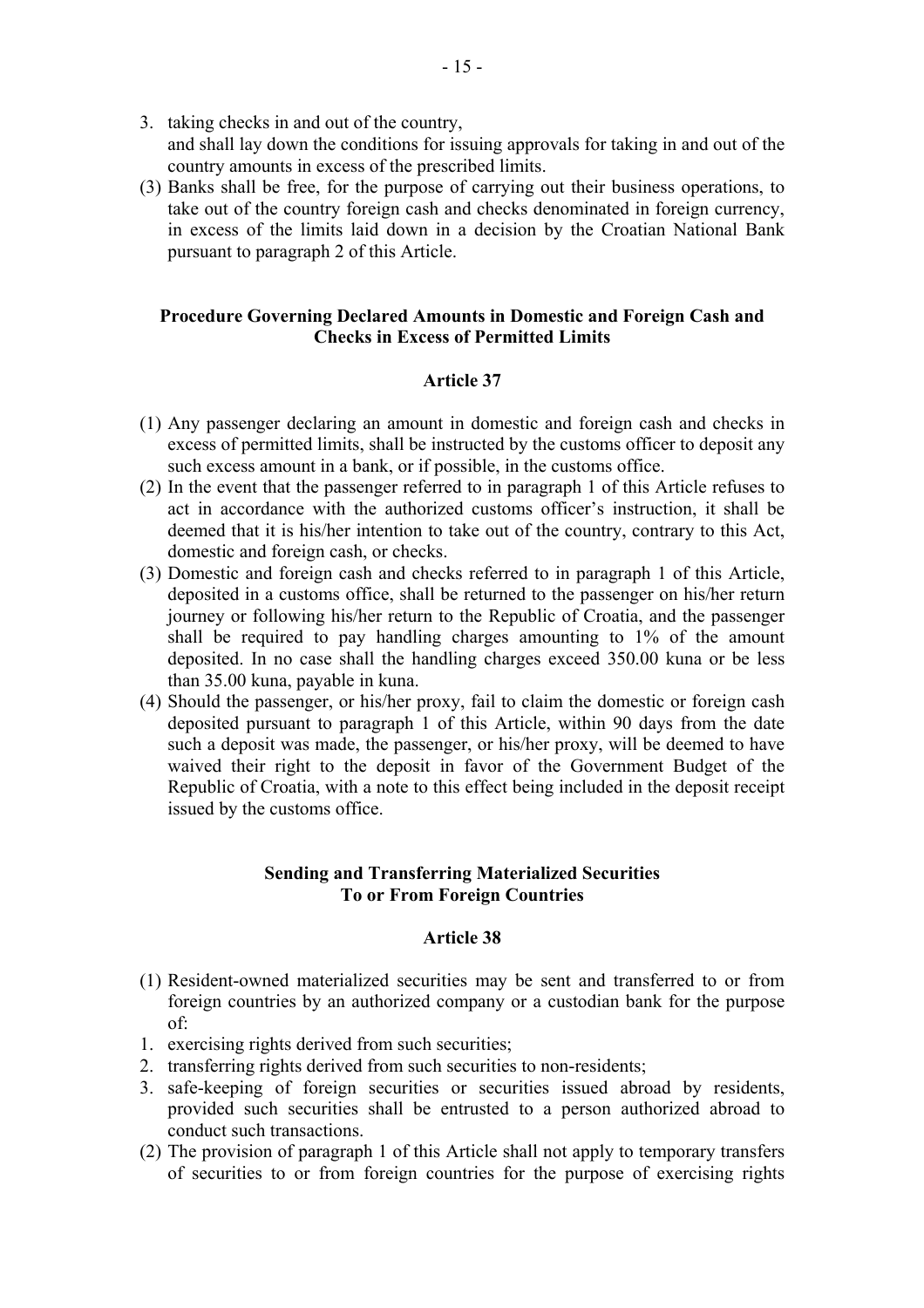3. taking checks in and out of the country,

   and shall lay down the conditions for issuing approvals for taking in and out of the country amounts in excess of the prescribed limits.

(3) Banks shall be free, for the purpose of carrying out their business operations, to take out of the country foreign cash and checks denominated in foreign currency, in excess of the limits laid down in a decision by the Croatian National Bank pursuant to paragraph 2 of this Article.

**Procedure Governing Declared Amounts in Domestic and Foreign Cash and Checks in Excess of Permitted Limits**

**Article 37**

(1) Any passenger declaring an amount in domestic and foreign cash and checks in excess of permitted limits, shall be instructed by the customs officer to deposit any such excess amount in a bank, or if possible, in the customs office.

(2) In the event that the passenger referred to in paragraph 1 of this Article refuses to act in accordance with the authorized customs officer's instruction, it shall be deemed that it is his/her intention to take out of the country, contrary to this Act, domestic and foreign cash, or checks.

(3) Domestic and foreign cash and checks referred to in paragraph 1 of this Article, deposited in a customs office, shall be returned to the passenger on his/her return journey or following his/her return to the Republic of Croatia, and the passenger shall be required to pay handling charges amounting to 1% of the amount deposited. In no case shall the handling charges exceed 350.00 kuna or be less than 35.00 kuna, payable in kuna.

(4) Should the passenger, or his/her proxy, fail to claim the domestic or foreign cash deposited pursuant to paragraph 1 of this Article, within 90 days from the date such a deposit was made, the passenger, or his/her proxy, will be deemed to have waived their right to the deposit in favor of the Government Budget of the Republic of Croatia, with a note to this effect being included in the deposit receipt issued by the customs office.

**Sending and Transferring Materialized Securities To or From Foreign Countries**

**Article 38**

(1) Resident-owned materialized securities may be sent and transferred to or from foreign countries by an authorized company or a custodian bank for the purpose of:

1. exercising rights derived from such securities;
2. transferring rights derived from such securities to non-residents;
3. safe-keeping of foreign securities or securities issued abroad by residents, provided such securities shall be entrusted to a person authorized abroad to conduct such transactions.

(2) The provision of paragraph 1 of this Article shall not apply to temporary transfers of securities to or from foreign countries for the purpose of exercising rights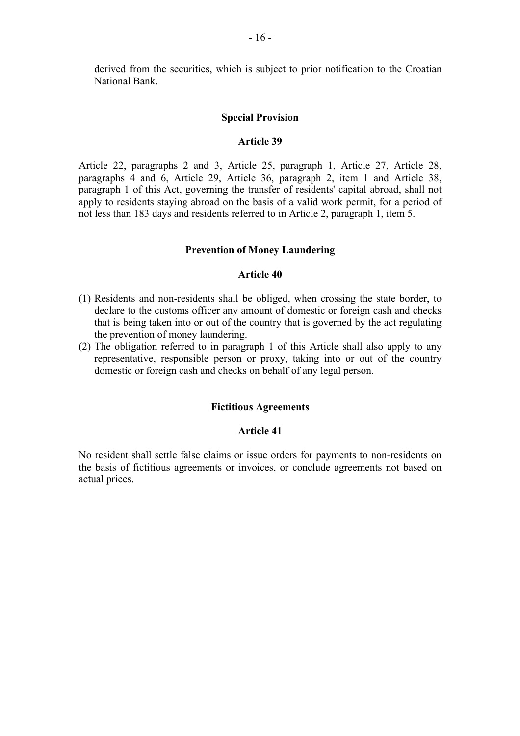derived from the securities, which is subject to prior notification to the Croatian National Bank.

**Special Provision**

**Article 39**

Article 22, paragraphs 2 and 3, Article 25, paragraph 1, Article 27, Article 28, paragraphs 4 and 6, Article 29, Article 36, paragraph 2, item 1 and Article 38, paragraph 1 of this Act, governing the transfer of residents' capital abroad, shall not apply to residents staying abroad on the basis of a valid work permit, for a period of not less than 183 days and residents referred to in Article 2, paragraph 1, item 5.

**Prevention of Money Laundering**

**Article 40**

(1) Residents and non-residents shall be obliged, when crossing the state border, to declare to the customs officer any amount of domestic or foreign cash and checks that is being taken into or out of the country that is governed by the act regulating the prevention of money laundering.
(2) The obligation referred to in paragraph 1 of this Article shall also apply to any representative, responsible person or proxy, taking into or out of the country domestic or foreign cash and checks on behalf of any legal person.

**Fictitious Agreements**

**Article 41**

No resident shall settle false claims or issue orders for payments to non-residents on the basis of fictitious agreements or invoices, or conclude agreements not based on actual prices.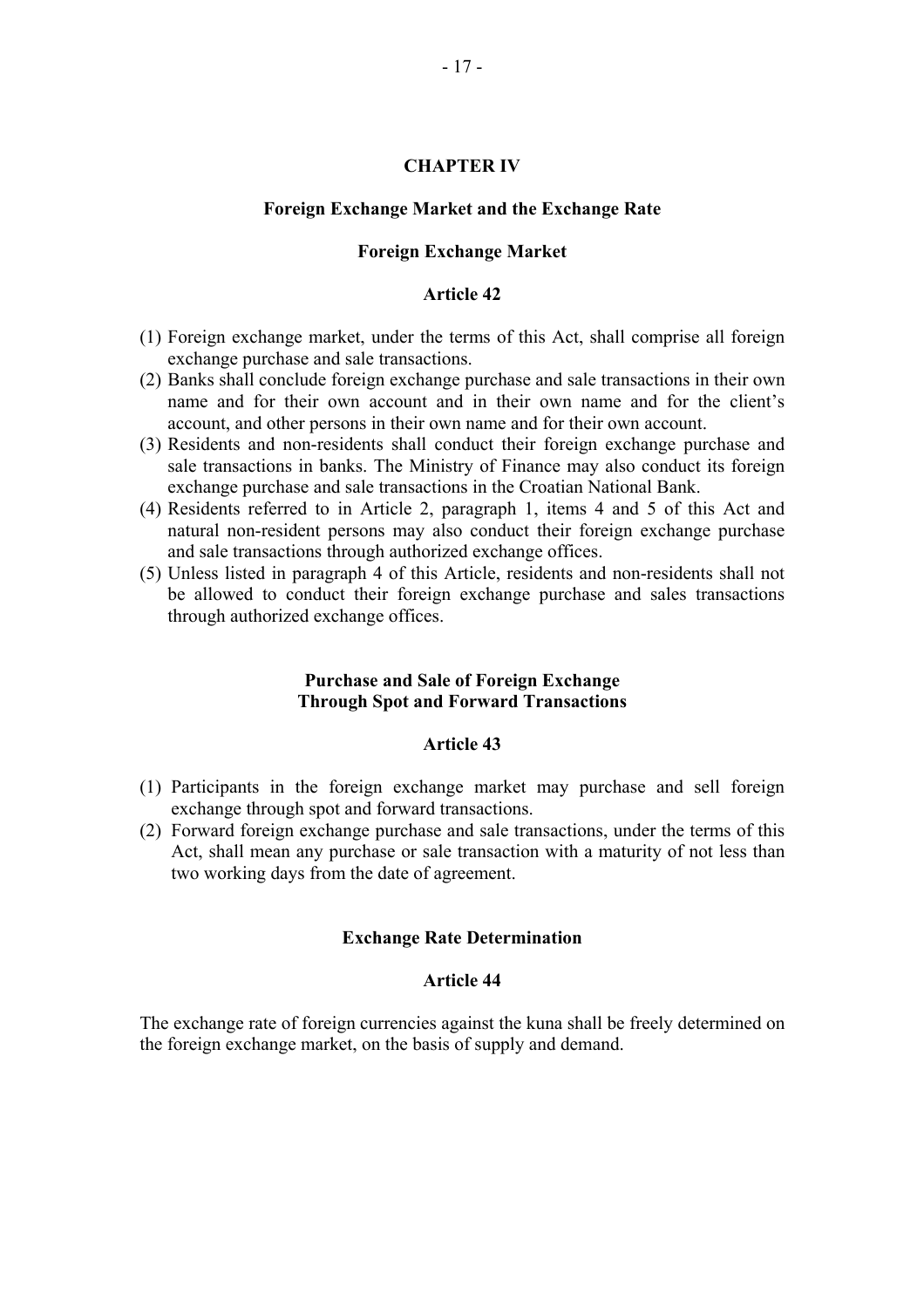## CHAPTER IV

### Foreign Exchange Market and the Exchange Rate

#### Foreign Exchange Market

**Article 42**

(1) Foreign exchange market, under the terms of this Act, shall comprise all foreign exchange purchase and sale transactions.
(2) Banks shall conclude foreign exchange purchase and sale transactions in their own name and for their own account and in their own name and for the client's account, and other persons in their own name and for their own account.
(3) Residents and non-residents shall conduct their foreign exchange purchase and sale transactions in banks. The Ministry of Finance may also conduct its foreign exchange purchase and sale transactions in the Croatian National Bank.
(4) Residents referred to in Article 2, paragraph 1, items 4 and 5 of this Act and natural non-resident persons may also conduct their foreign exchange purchase and sale transactions through authorized exchange offices.
(5) Unless listed in paragraph 4 of this Article, residents and non-residents shall not be allowed to conduct their foreign exchange purchase and sales transactions through authorized exchange offices.

#### Purchase and Sale of Foreign Exchange Through Spot and Forward Transactions

**Article 43**

(1) Participants in the foreign exchange market may purchase and sell foreign exchange through spot and forward transactions.
(2) Forward foreign exchange purchase and sale transactions, under the terms of this Act, shall mean any purchase or sale transaction with a maturity of not less than two working days from the date of agreement.

#### Exchange Rate Determination

**Article 44**

The exchange rate of foreign currencies against the kuna shall be freely determined on the foreign exchange market, on the basis of supply and demand.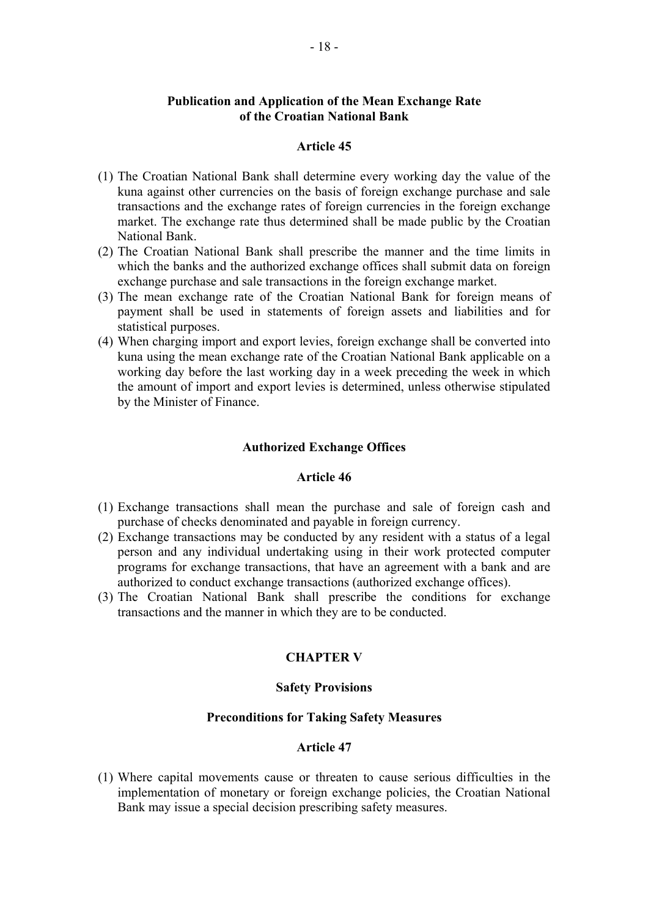### Publication and Application of the Mean Exchange Rate of the Croatian National Bank

#### Article 45

(1) The Croatian National Bank shall determine every working day the value of the kuna against other currencies on the basis of foreign exchange purchase and sale transactions and the exchange rates of foreign currencies in the foreign exchange market. The exchange rate thus determined shall be made public by the Croatian National Bank.
(2) The Croatian National Bank shall prescribe the manner and the time limits in which the banks and the authorized exchange offices shall submit data on foreign exchange purchase and sale transactions in the foreign exchange market.
(3) The mean exchange rate of the Croatian National Bank for foreign means of payment shall be used in statements of foreign assets and liabilities and for statistical purposes.
(4) When charging import and export levies, foreign exchange shall be converted into kuna using the mean exchange rate of the Croatian National Bank applicable on a working day before the last working day in a week preceding the week in which the amount of import and export levies is determined, unless otherwise stipulated by the Minister of Finance.

### Authorized Exchange Offices

#### Article 46

(1) Exchange transactions shall mean the purchase and sale of foreign cash and purchase of checks denominated and payable in foreign currency.
(2) Exchange transactions may be conducted by any resident with a status of a legal person and any individual undertaking using in their work protected computer programs for exchange transactions, that have an agreement with a bank and are authorized to conduct exchange transactions (authorized exchange offices).
(3) The Croatian National Bank shall prescribe the conditions for exchange transactions and the manner in which they are to be conducted.

## CHAPTER V

### Safety Provisions

### Preconditions for Taking Safety Measures

#### Article 47

(1) Where capital movements cause or threaten to cause serious difficulties in the implementation of monetary or foreign exchange policies, the Croatian National Bank may issue a special decision prescribing safety measures.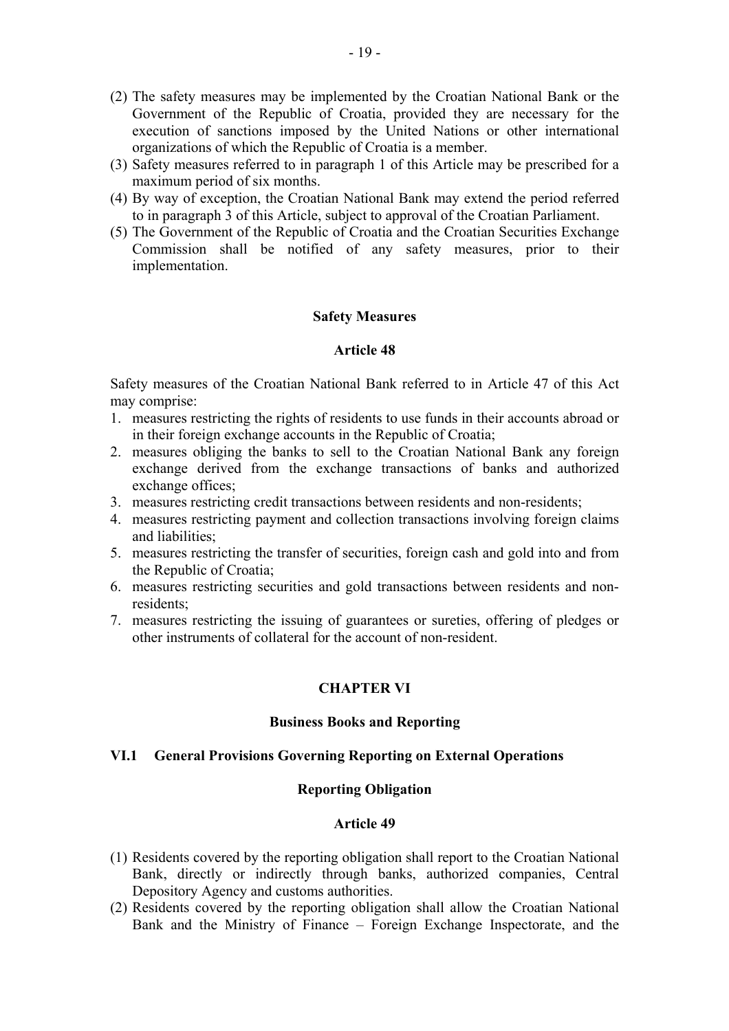(2) The safety measures may be implemented by the Croatian National Bank or the Government of the Republic of Croatia, provided they are necessary for the execution of sanctions imposed by the United Nations or other international organizations of which the Republic of Croatia is a member.

(3) Safety measures referred to in paragraph 1 of this Article may be prescribed for a maximum period of six months.

(4) By way of exception, the Croatian National Bank may extend the period referred to in paragraph 3 of this Article, subject to approval of the Croatian Parliament.

(5) The Government of the Republic of Croatia and the Croatian Securities Exchange Commission shall be notified of any safety measures, prior to their implementation.

**Safety Measures**

**Article 48**

Safety measures of the Croatian National Bank referred to in Article 47 of this Act may comprise:

1. measures restricting the rights of residents to use funds in their accounts abroad or in their foreign exchange accounts in the Republic of Croatia;
2. measures obliging the banks to sell to the Croatian National Bank any foreign exchange derived from the exchange transactions of banks and authorized exchange offices;
3. measures restricting credit transactions between residents and non-residents;
4. measures restricting payment and collection transactions involving foreign claims and liabilities;
5. measures restricting the transfer of securities, foreign cash and gold into and from the Republic of Croatia;
6. measures restricting securities and gold transactions between residents and non-residents;
7. measures restricting the issuing of guarantees or sureties, offering of pledges or other instruments of collateral for the account of non-resident.

## CHAPTER VI

## Business Books and Reporting

### VI.1 General Provisions Governing Reporting on External Operations

**Reporting Obligation**

**Article 49**

(1) Residents covered by the reporting obligation shall report to the Croatian National Bank, directly or indirectly through banks, authorized companies, Central Depository Agency and customs authorities.

(2) Residents covered by the reporting obligation shall allow the Croatian National Bank and the Ministry of Finance – Foreign Exchange Inspectorate, and the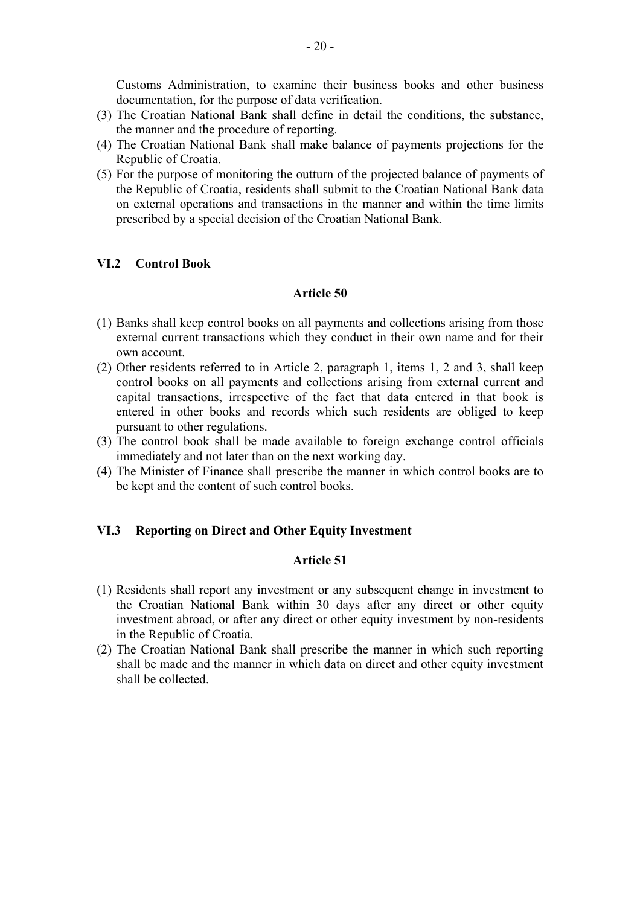Customs Administration, to examine their business books and other business documentation, for the purpose of data verification.

(3) The Croatian National Bank shall define in detail the conditions, the substance, the manner and the procedure of reporting.

(4) The Croatian National Bank shall make balance of payments projections for the Republic of Croatia.

(5) For the purpose of monitoring the outturn of the projected balance of payments of the Republic of Croatia, residents shall submit to the Croatian National Bank data on external operations and transactions in the manner and within the time limits prescribed by a special decision of the Croatian National Bank.

### VI.2 Control Book

#### Article 50

(1) Banks shall keep control books on all payments and collections arising from those external current transactions which they conduct in their own name and for their own account.

(2) Other residents referred to in Article 2, paragraph 1, items 1, 2 and 3, shall keep control books on all payments and collections arising from external current and capital transactions, irrespective of the fact that data entered in that book is entered in other books and records which such residents are obliged to keep pursuant to other regulations.

(3) The control book shall be made available to foreign exchange control officials immediately and not later than on the next working day.

(4) The Minister of Finance shall prescribe the manner in which control books are to be kept and the content of such control books.

### VI.3 Reporting on Direct and Other Equity Investment

#### Article 51

(1) Residents shall report any investment or any subsequent change in investment to the Croatian National Bank within 30 days after any direct or other equity investment abroad, or after any direct or other equity investment by non-residents in the Republic of Croatia.

(2) The Croatian National Bank shall prescribe the manner in which such reporting shall be made and the manner in which data on direct and other equity investment shall be collected.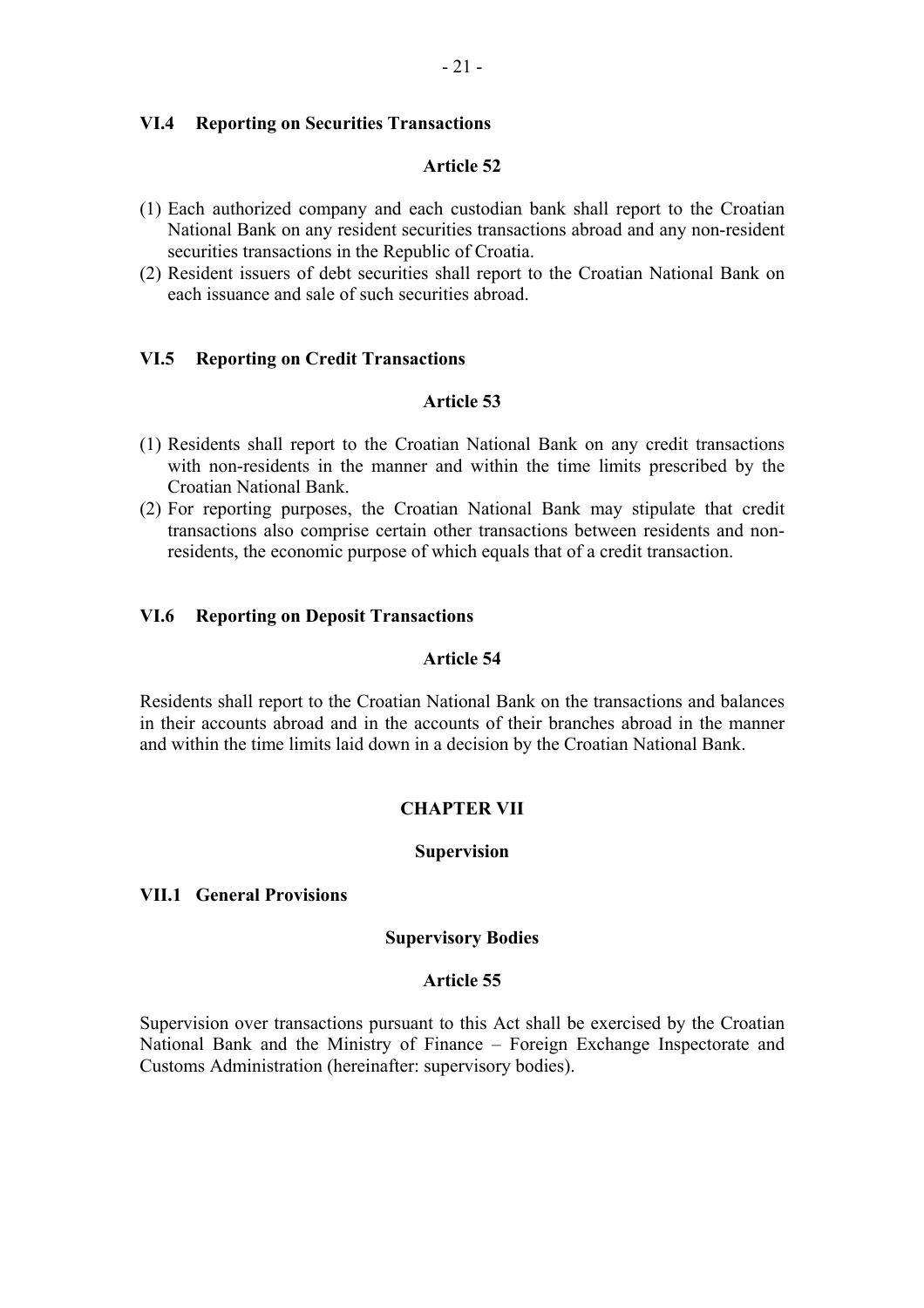### VI.4 Reporting on Securities Transactions

**Article 52**

(1) Each authorized company and each custodian bank shall report to the Croatian National Bank on any resident securities transactions abroad and any non-resident securities transactions in the Republic of Croatia.
(2) Resident issuers of debt securities shall report to the Croatian National Bank on each issuance and sale of such securities abroad.

### VI.5 Reporting on Credit Transactions

**Article 53**

(1) Residents shall report to the Croatian National Bank on any credit transactions with non-residents in the manner and within the time limits prescribed by the Croatian National Bank.
(2) For reporting purposes, the Croatian National Bank may stipulate that credit transactions also comprise certain other transactions between residents and non-residents, the economic purpose of which equals that of a credit transaction.

### VI.6 Reporting on Deposit Transactions

**Article 54**

Residents shall report to the Croatian National Bank on the transactions and balances in their accounts abroad and in the accounts of their branches abroad in the manner and within the time limits laid down in a decision by the Croatian National Bank.

## CHAPTER VII

## Supervision

### VII.1 General Provisions

**Supervisory Bodies**

**Article 55**

Supervision over transactions pursuant to this Act shall be exercised by the Croatian National Bank and the Ministry of Finance – Foreign Exchange Inspectorate and Customs Administration (hereinafter: supervisory bodies).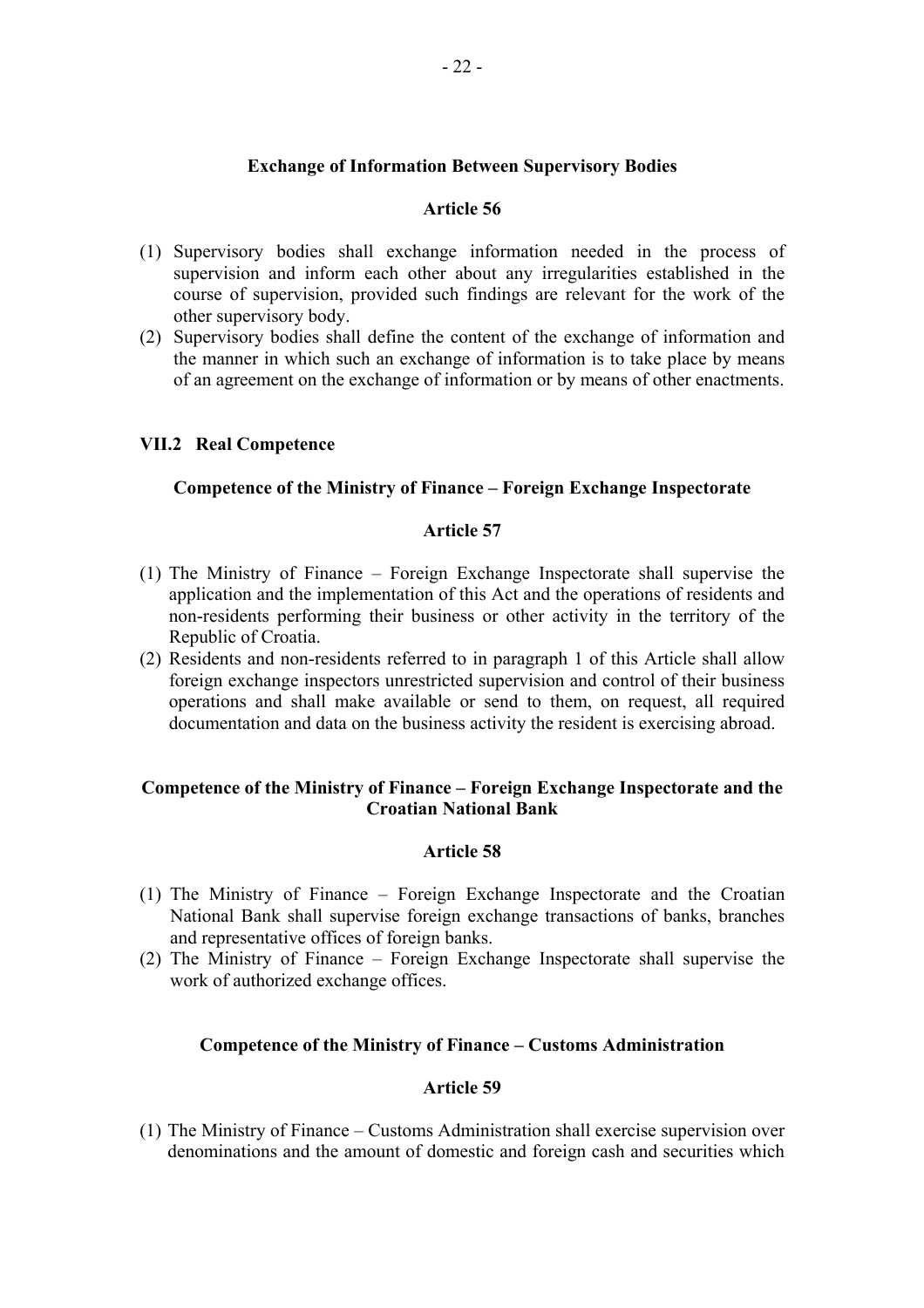### Exchange of Information Between Supervisory Bodies

#### Article 56

(1) Supervisory bodies shall exchange information needed in the process of supervision and inform each other about any irregularities established in the course of supervision, provided such findings are relevant for the work of the other supervisory body.
(2) Supervisory bodies shall define the content of the exchange of information and the manner in which such an exchange of information is to take place by means of an agreement on the exchange of information or by means of other enactments.

## VII.2 Real Competence

### Competence of the Ministry of Finance – Foreign Exchange Inspectorate

#### Article 57

(1) The Ministry of Finance – Foreign Exchange Inspectorate shall supervise the application and the implementation of this Act and the operations of residents and non-residents performing their business or other activity in the territory of the Republic of Croatia.
(2) Residents and non-residents referred to in paragraph 1 of this Article shall allow foreign exchange inspectors unrestricted supervision and control of their business operations and shall make available or send to them, on request, all required documentation and data on the business activity the resident is exercising abroad.

### Competence of the Ministry of Finance – Foreign Exchange Inspectorate and the Croatian National Bank

#### Article 58

(1) The Ministry of Finance – Foreign Exchange Inspectorate and the Croatian National Bank shall supervise foreign exchange transactions of banks, branches and representative offices of foreign banks.
(2) The Ministry of Finance – Foreign Exchange Inspectorate shall supervise the work of authorized exchange offices.

### Competence of the Ministry of Finance – Customs Administration

#### Article 59

(1) The Ministry of Finance – Customs Administration shall exercise supervision over denominations and the amount of domestic and foreign cash and securities which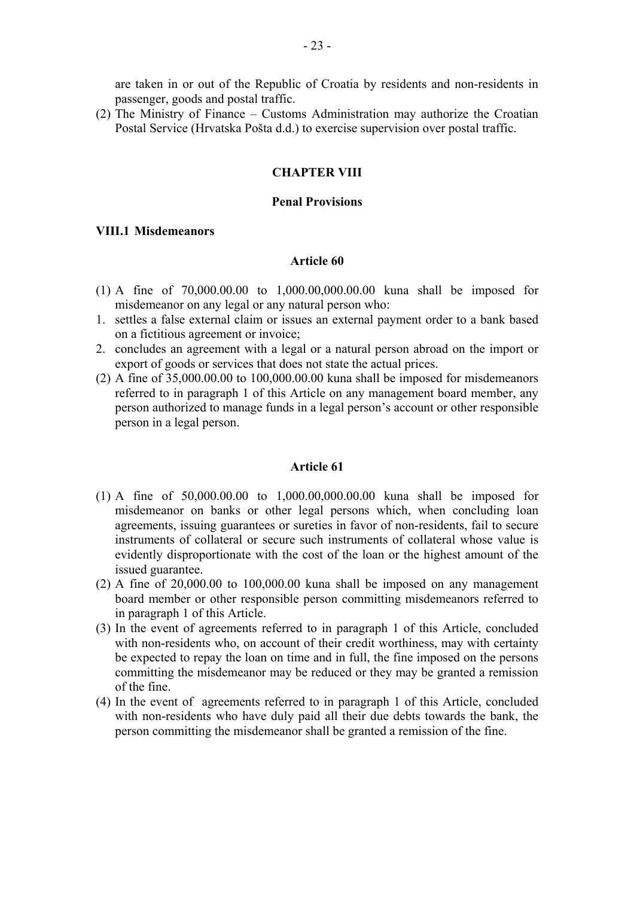are taken in or out of the Republic of Croatia by residents and non-residents in passenger, goods and postal traffic.

(2) The Ministry of Finance – Customs Administration may authorize the Croatian Postal Service (Hrvatska Pošta d.d.) to exercise supervision over postal traffic.

## CHAPTER VIII

## Penal Provisions

### VIII.1 Misdemeanors

#### Article 60

(1) A fine of 70,000.00.00 to 1,000.00,000.00.00 kuna shall be imposed for misdemeanor on any legal or any natural person who:

1. settles a false external claim or issues an external payment order to a bank based on a fictitious agreement or invoice;
2. concludes an agreement with a legal or a natural person abroad on the import or export of goods or services that does not state the actual prices.

(2) A fine of 35,000.00.00 to 100,000.00.00 kuna shall be imposed for misdemeanors referred to in paragraph 1 of this Article on any management board member, any person authorized to manage funds in a legal person's account or other responsible person in a legal person.

#### Article 61

(1) A fine of 50,000.00.00 to 1,000.00,000.00.00 kuna shall be imposed for misdemeanor on banks or other legal persons which, when concluding loan agreements, issuing guarantees or sureties in favor of non-residents, fail to secure instruments of collateral or secure such instruments of collateral whose value is evidently disproportionate with the cost of the loan or the highest amount of the issued guarantee.

(2) A fine of 20,000.00 to 100,000.00 kuna shall be imposed on any management board member or other responsible person committing misdemeanors referred to in paragraph 1 of this Article.

(3) In the event of agreements referred to in paragraph 1 of this Article, concluded with non-residents who, on account of their credit worthiness, may with certainty be expected to repay the loan on time and in full, the fine imposed on the persons committing the misdemeanor may be reduced or they may be granted a remission of the fine.

(4) In the event of agreements referred to in paragraph 1 of this Article, concluded with non-residents who have duly paid all their due debts towards the bank, the person committing the misdemeanor shall be granted a remission of the fine.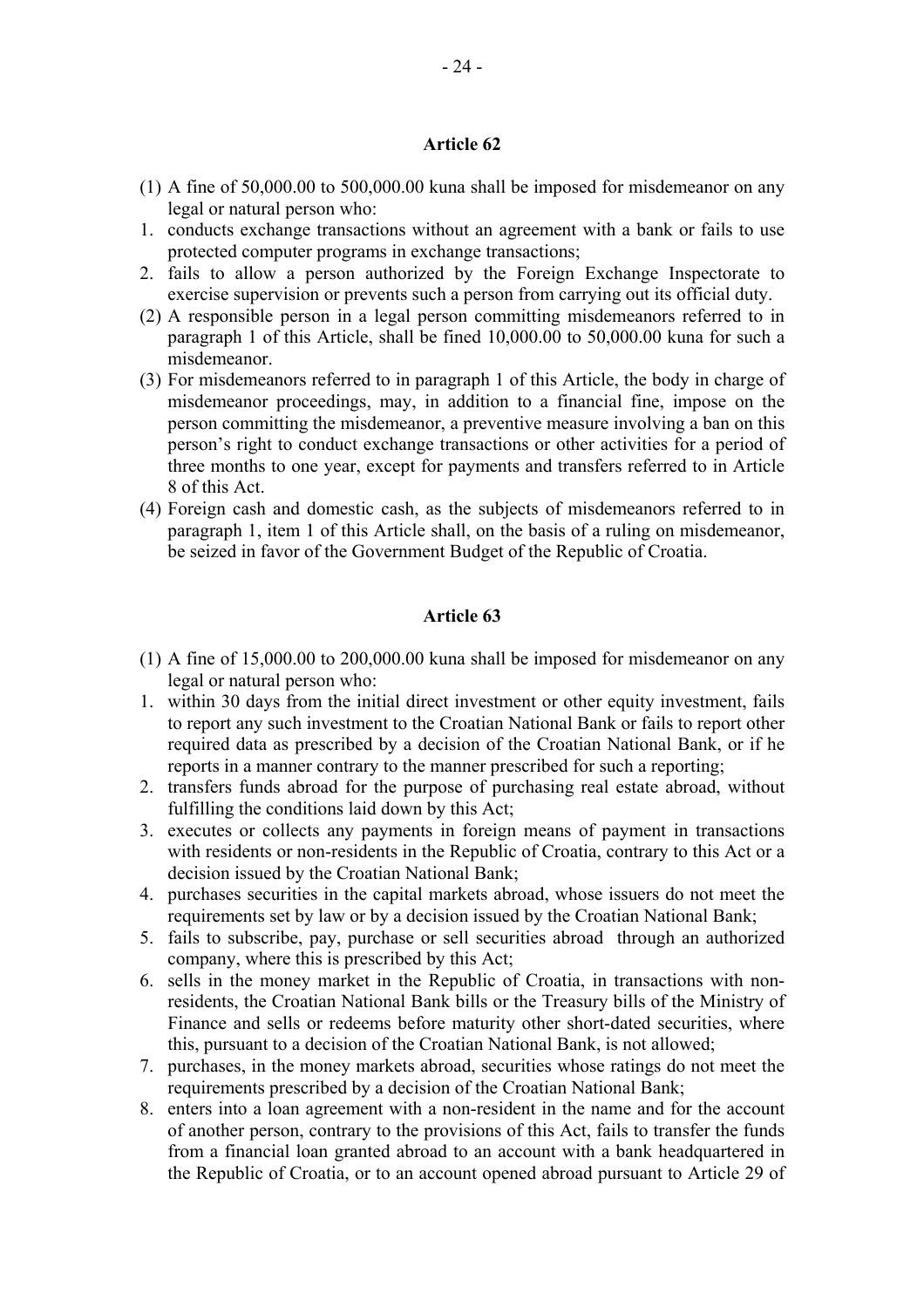## Article 62

(1) A fine of 50,000.00 to 500,000.00 kuna shall be imposed for misdemeanor on any legal or natural person who:

1. conducts exchange transactions without an agreement with a bank or fails to use protected computer programs in exchange transactions;
2. fails to allow a person authorized by the Foreign Exchange Inspectorate to exercise supervision or prevents such a person from carrying out its official duty.

(2) A responsible person in a legal person committing misdemeanors referred to in paragraph 1 of this Article, shall be fined 10,000.00 to 50,000.00 kuna for such a misdemeanor.

(3) For misdemeanors referred to in paragraph 1 of this Article, the body in charge of misdemeanor proceedings, may, in addition to a financial fine, impose on the person committing the misdemeanor, a preventive measure involving a ban on this person's right to conduct exchange transactions or other activities for a period of three months to one year, except for payments and transfers referred to in Article 8 of this Act.

(4) Foreign cash and domestic cash, as the subjects of misdemeanors referred to in paragraph 1, item 1 of this Article shall, on the basis of a ruling on misdemeanor, be seized in favor of the Government Budget of the Republic of Croatia.

## Article 63

(1) A fine of 15,000.00 to 200,000.00 kuna shall be imposed for misdemeanor on any legal or natural person who:

1. within 30 days from the initial direct investment or other equity investment, fails to report any such investment to the Croatian National Bank or fails to report other required data as prescribed by a decision of the Croatian National Bank, or if he reports in a manner contrary to the manner prescribed for such a reporting;
2. transfers funds abroad for the purpose of purchasing real estate abroad, without fulfilling the conditions laid down by this Act;
3. executes or collects any payments in foreign means of payment in transactions with residents or non-residents in the Republic of Croatia, contrary to this Act or a decision issued by the Croatian National Bank;
4. purchases securities in the capital markets abroad, whose issuers do not meet the requirements set by law or by a decision issued by the Croatian National Bank;
5. fails to subscribe, pay, purchase or sell securities abroad through an authorized company, where this is prescribed by this Act;
6. sells in the money market in the Republic of Croatia, in transactions with non-residents, the Croatian National Bank bills or the Treasury bills of the Ministry of Finance and sells or redeems before maturity other short-dated securities, where this, pursuant to a decision of the Croatian National Bank, is not allowed;
7. purchases, in the money markets abroad, securities whose ratings do not meet the requirements prescribed by a decision of the Croatian National Bank;
8. enters into a loan agreement with a non-resident in the name and for the account of another person, contrary to the provisions of this Act, fails to transfer the funds from a financial loan granted abroad to an account with a bank headquartered in the Republic of Croatia, or to an account opened abroad pursuant to Article 29 of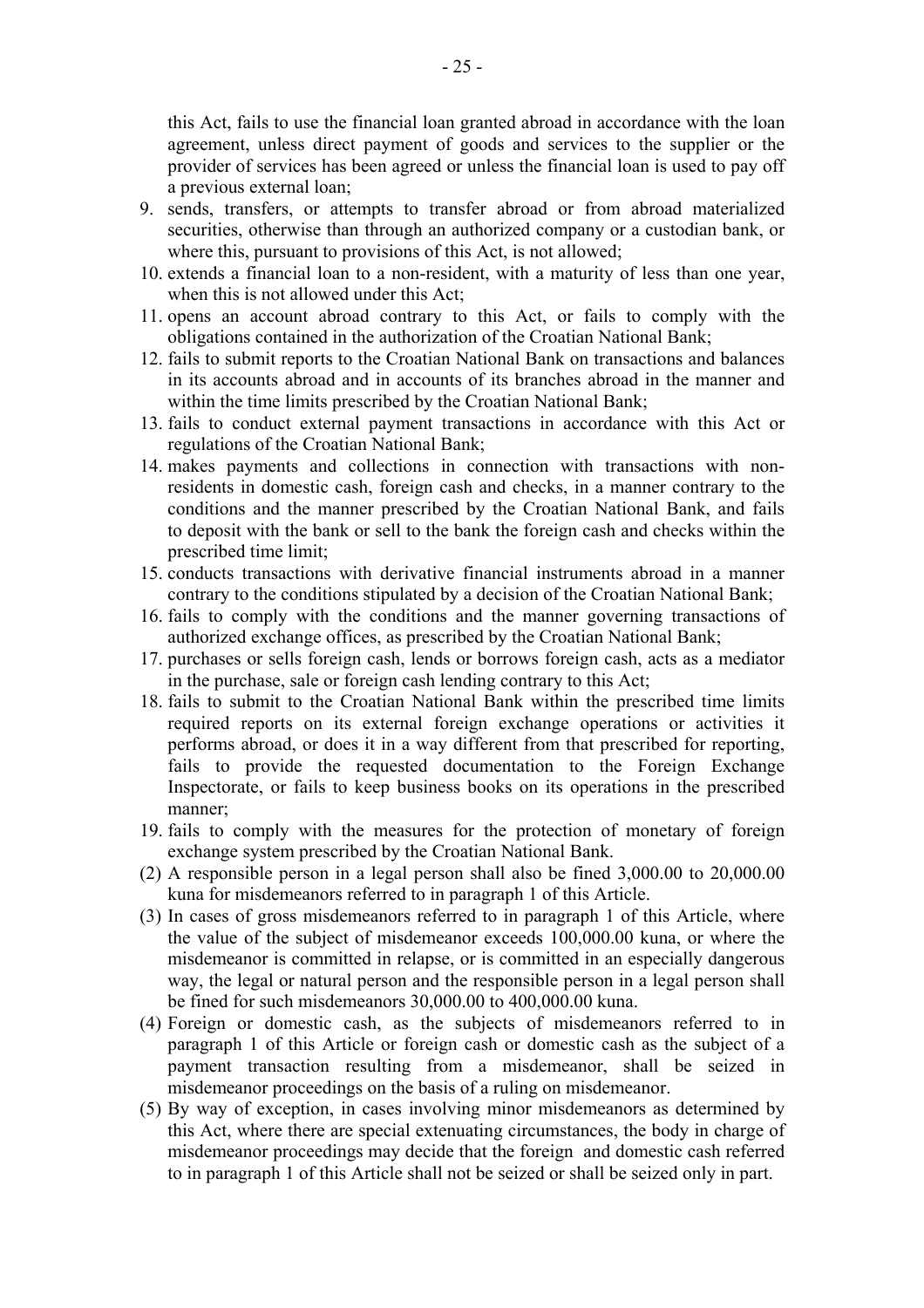this Act, fails to use the financial loan granted abroad in accordance with the loan agreement, unless direct payment of goods and services to the supplier or the provider of services has been agreed or unless the financial loan is used to pay off a previous external loan;

9. sends, transfers, or attempts to transfer abroad or from abroad materialized securities, otherwise than through an authorized company or a custodian bank, or where this, pursuant to provisions of this Act, is not allowed;
10. extends a financial loan to a non-resident, with a maturity of less than one year, when this is not allowed under this Act;
11. opens an account abroad contrary to this Act, or fails to comply with the obligations contained in the authorization of the Croatian National Bank;
12. fails to submit reports to the Croatian National Bank on transactions and balances in its accounts abroad and in accounts of its branches abroad in the manner and within the time limits prescribed by the Croatian National Bank;
13. fails to conduct external payment transactions in accordance with this Act or regulations of the Croatian National Bank;
14. makes payments and collections in connection with transactions with non-residents in domestic cash, foreign cash and checks, in a manner contrary to the conditions and the manner prescribed by the Croatian National Bank, and fails to deposit with the bank or sell to the bank the foreign cash and checks within the prescribed time limit;
15. conducts transactions with derivative financial instruments abroad in a manner contrary to the conditions stipulated by a decision of the Croatian National Bank;
16. fails to comply with the conditions and the manner governing transactions of authorized exchange offices, as prescribed by the Croatian National Bank;
17. purchases or sells foreign cash, lends or borrows foreign cash, acts as a mediator in the purchase, sale or foreign cash lending contrary to this Act;
18. fails to submit to the Croatian National Bank within the prescribed time limits required reports on its external foreign exchange operations or activities it performs abroad, or does it in a way different from that prescribed for reporting, fails to provide the requested documentation to the Foreign Exchange Inspectorate, or fails to keep business books on its operations in the prescribed manner;
19. fails to comply with the measures for the protection of monetary of foreign exchange system prescribed by the Croatian National Bank.

(2) A responsible person in a legal person shall also be fined 3,000.00 to 20,000.00 kuna for misdemeanors referred to in paragraph 1 of this Article.

(3) In cases of gross misdemeanors referred to in paragraph 1 of this Article, where the value of the subject of misdemeanor exceeds 100,000.00 kuna, or where the misdemeanor is committed in relapse, or is committed in an especially dangerous way, the legal or natural person and the responsible person in a legal person shall be fined for such misdemeanors 30,000.00 to 400,000.00 kuna.

(4) Foreign or domestic cash, as the subjects of misdemeanors referred to in paragraph 1 of this Article or foreign cash or domestic cash as the subject of a payment transaction resulting from a misdemeanor, shall be seized in misdemeanor proceedings on the basis of a ruling on misdemeanor.

(5) By way of exception, in cases involving minor misdemeanors as determined by this Act, where there are special extenuating circumstances, the body in charge of misdemeanor proceedings may decide that the foreign and domestic cash referred to in paragraph 1 of this Article shall not be seized or shall be seized only in part.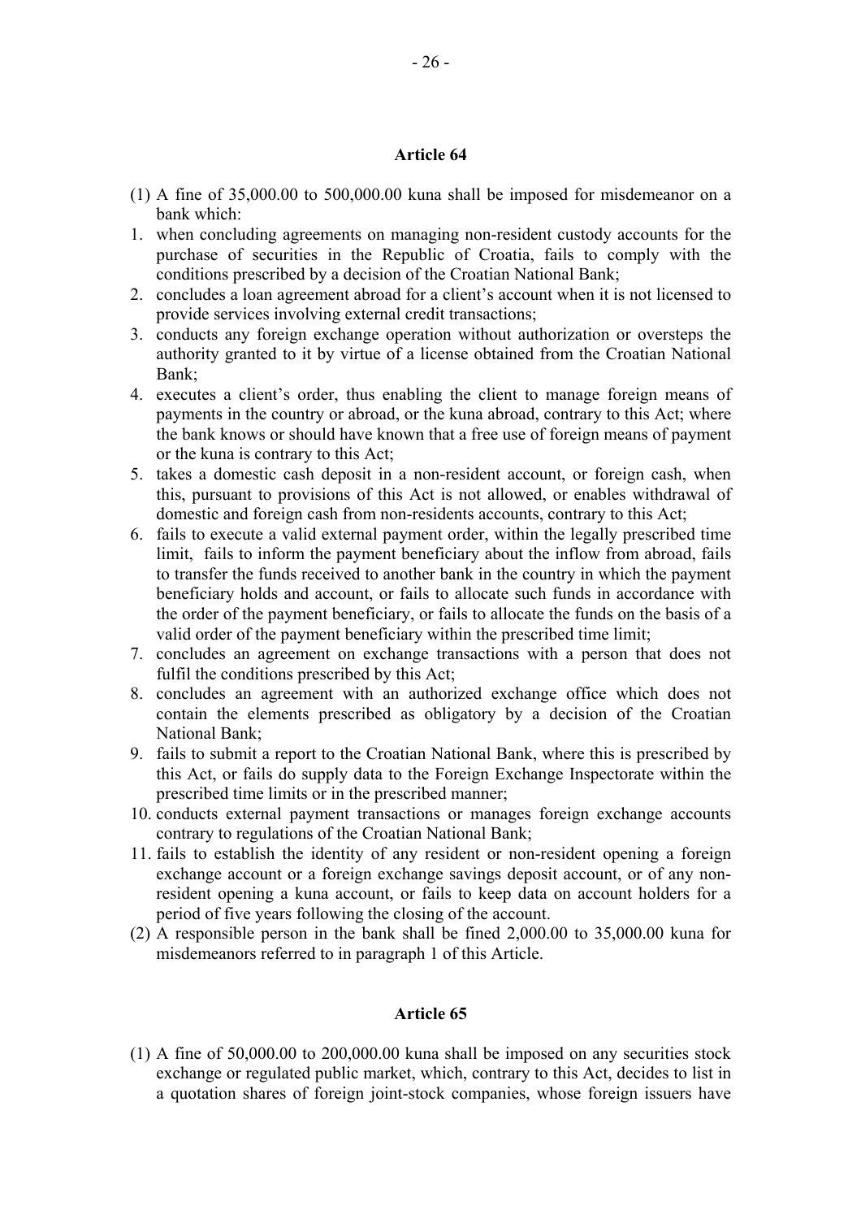**Article 64**

(1) A fine of 35,000.00 to 500,000.00 kuna shall be imposed for misdemeanor on a bank which:

1. when concluding agreements on managing non-resident custody accounts for the purchase of securities in the Republic of Croatia, fails to comply with the conditions prescribed by a decision of the Croatian National Bank;
2. concludes a loan agreement abroad for a client's account when it is not licensed to provide services involving external credit transactions;
3. conducts any foreign exchange operation without authorization or oversteps the authority granted to it by virtue of a license obtained from the Croatian National Bank;
4. executes a client's order, thus enabling the client to manage foreign means of payments in the country or abroad, or the kuna abroad, contrary to this Act; where the bank knows or should have known that a free use of foreign means of payment or the kuna is contrary to this Act;
5. takes a domestic cash deposit in a non-resident account, or foreign cash, when this, pursuant to provisions of this Act is not allowed, or enables withdrawal of domestic and foreign cash from non-residents accounts, contrary to this Act;
6. fails to execute a valid external payment order, within the legally prescribed time limit, fails to inform the payment beneficiary about the inflow from abroad, fails to transfer the funds received to another bank in the country in which the payment beneficiary holds and account, or fails to allocate such funds in accordance with the order of the payment beneficiary, or fails to allocate the funds on the basis of a valid order of the payment beneficiary within the prescribed time limit;
7. concludes an agreement on exchange transactions with a person that does not fulfil the conditions prescribed by this Act;
8. concludes an agreement with an authorized exchange office which does not contain the elements prescribed as obligatory by a decision of the Croatian National Bank;
9. fails to submit a report to the Croatian National Bank, where this is prescribed by this Act, or fails do supply data to the Foreign Exchange Inspectorate within the prescribed time limits or in the prescribed manner;
10. conducts external payment transactions or manages foreign exchange accounts contrary to regulations of the Croatian National Bank;
11. fails to establish the identity of any resident or non-resident opening a foreign exchange account or a foreign exchange savings deposit account, or of any non-resident opening a kuna account, or fails to keep data on account holders for a period of five years following the closing of the account.

(2) A responsible person in the bank shall be fined 2,000.00 to 35,000.00 kuna for misdemeanors referred to in paragraph 1 of this Article.

**Article 65**

(1) A fine of 50,000.00 to 200,000.00 kuna shall be imposed on any securities stock exchange or regulated public market, which, contrary to this Act, decides to list in a quotation shares of foreign joint-stock companies, whose foreign issuers have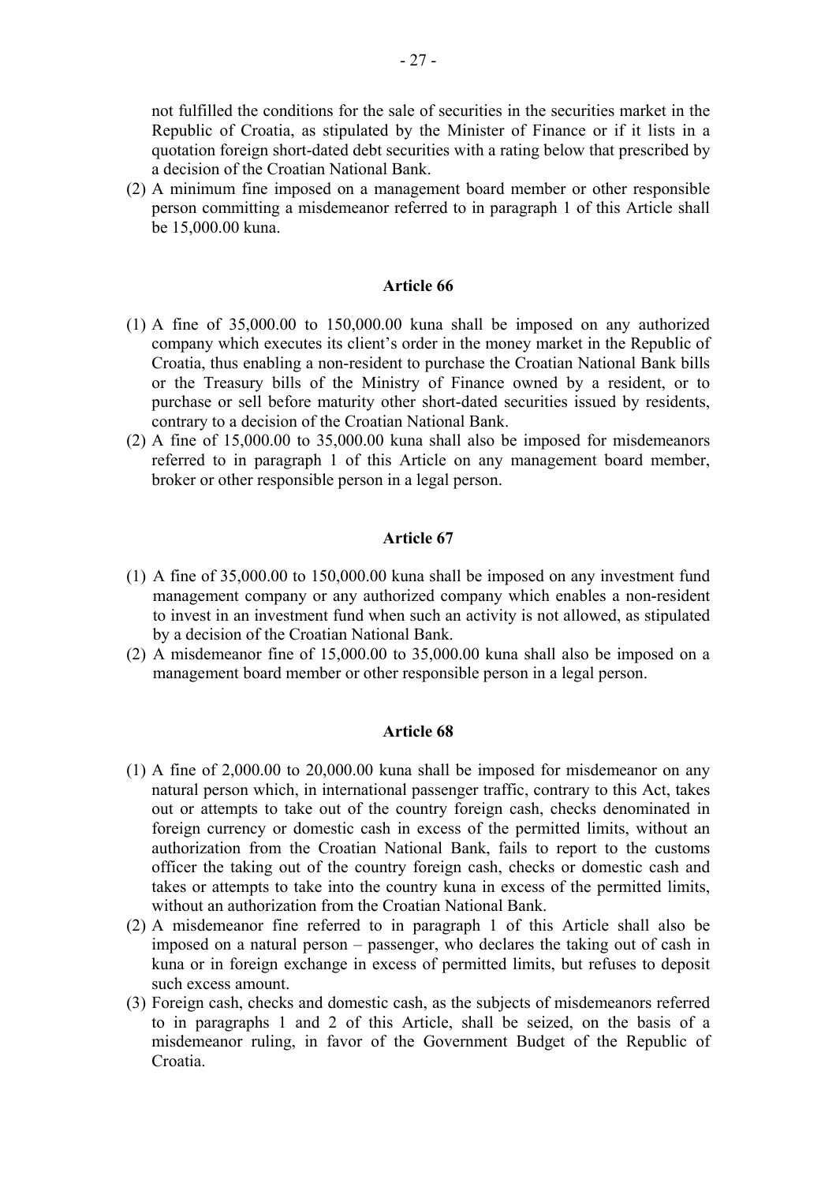not fulfilled the conditions for the sale of securities in the securities market in the Republic of Croatia, as stipulated by the Minister of Finance or if it lists in a quotation foreign short-dated debt securities with a rating below that prescribed by a decision of the Croatian National Bank.

(2) A minimum fine imposed on a management board member or other responsible person committing a misdemeanor referred to in paragraph 1 of this Article shall be 15,000.00 kuna.

**Article 66**

(1) A fine of 35,000.00 to 150,000.00 kuna shall be imposed on any authorized company which executes its client's order in the money market in the Republic of Croatia, thus enabling a non-resident to purchase the Croatian National Bank bills or the Treasury bills of the Ministry of Finance owned by a resident, or to purchase or sell before maturity other short-dated securities issued by residents, contrary to a decision of the Croatian National Bank.

(2) A fine of 15,000.00 to 35,000.00 kuna shall also be imposed for misdemeanors referred to in paragraph 1 of this Article on any management board member, broker or other responsible person in a legal person.

**Article 67**

(1) A fine of 35,000.00 to 150,000.00 kuna shall be imposed on any investment fund management company or any authorized company which enables a non-resident to invest in an investment fund when such an activity is not allowed, as stipulated by a decision of the Croatian National Bank.

(2) A misdemeanor fine of 15,000.00 to 35,000.00 kuna shall also be imposed on a management board member or other responsible person in a legal person.

**Article 68**

(1) A fine of 2,000.00 to 20,000.00 kuna shall be imposed for misdemeanor on any natural person which, in international passenger traffic, contrary to this Act, takes out or attempts to take out of the country foreign cash, checks denominated in foreign currency or domestic cash in excess of the permitted limits, without an authorization from the Croatian National Bank, fails to report to the customs officer the taking out of the country foreign cash, checks or domestic cash and takes or attempts to take into the country kuna in excess of the permitted limits, without an authorization from the Croatian National Bank.

(2) A misdemeanor fine referred to in paragraph 1 of this Article shall also be imposed on a natural person – passenger, who declares the taking out of cash in kuna or in foreign exchange in excess of permitted limits, but refuses to deposit such excess amount.

(3) Foreign cash, checks and domestic cash, as the subjects of misdemeanors referred to in paragraphs 1 and 2 of this Article, shall be seized, on the basis of a misdemeanor ruling, in favor of the Government Budget of the Republic of Croatia.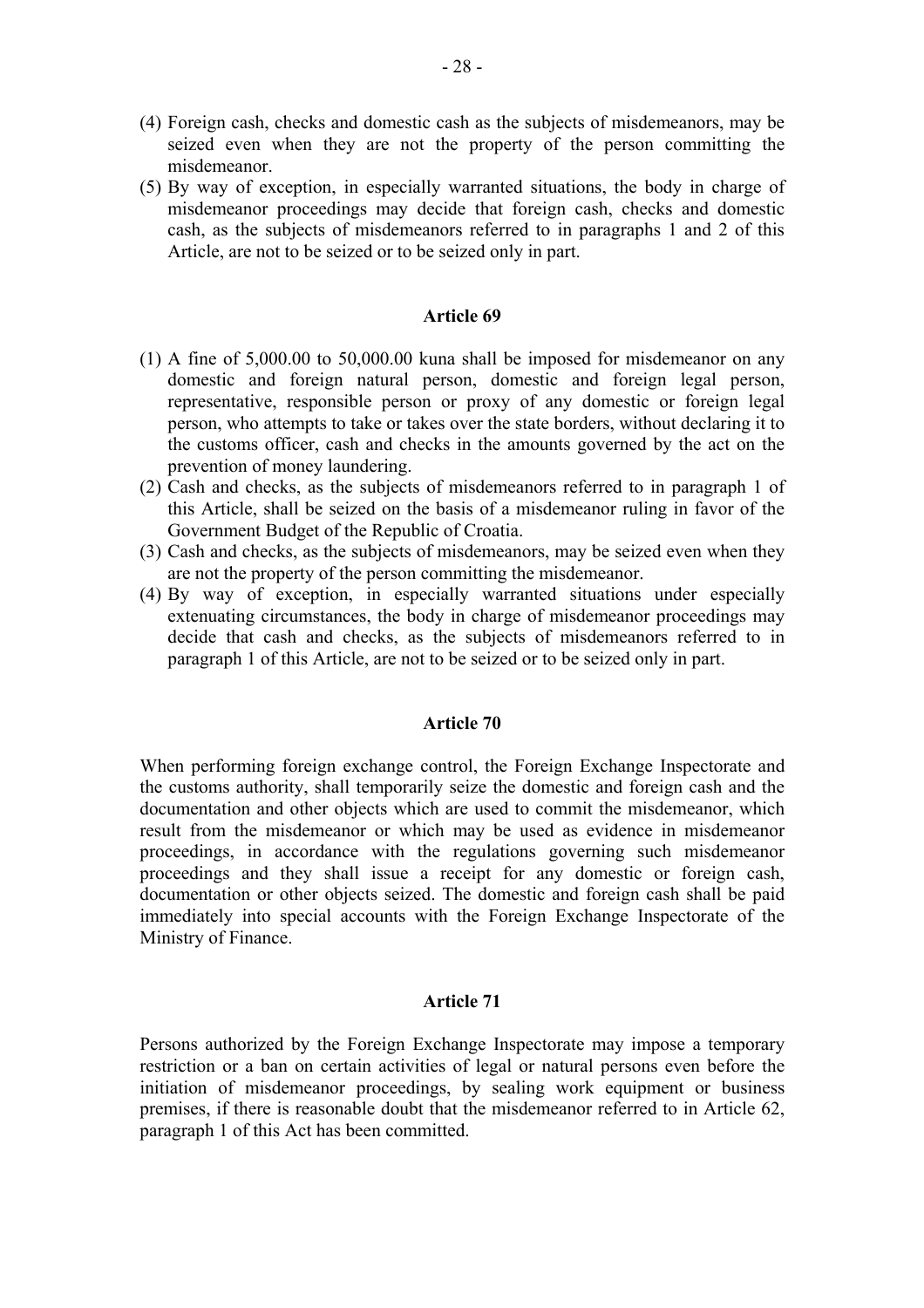(4) Foreign cash, checks and domestic cash as the subjects of misdemeanors, may be seized even when they are not the property of the person committing the misdemeanor.

(5) By way of exception, in especially warranted situations, the body in charge of misdemeanor proceedings may decide that foreign cash, checks and domestic cash, as the subjects of misdemeanors referred to in paragraphs 1 and 2 of this Article, are not to be seized or to be seized only in part.

**Article 69**

(1) A fine of 5,000.00 to 50,000.00 kuna shall be imposed for misdemeanor on any domestic and foreign natural person, domestic and foreign legal person, representative, responsible person or proxy of any domestic or foreign legal person, who attempts to take or takes over the state borders, without declaring it to the customs officer, cash and checks in the amounts governed by the act on the prevention of money laundering.

(2) Cash and checks, as the subjects of misdemeanors referred to in paragraph 1 of this Article, shall be seized on the basis of a misdemeanor ruling in favor of the Government Budget of the Republic of Croatia.

(3) Cash and checks, as the subjects of misdemeanors, may be seized even when they are not the property of the person committing the misdemeanor.

(4) By way of exception, in especially warranted situations under especially extenuating circumstances, the body in charge of misdemeanor proceedings may decide that cash and checks, as the subjects of misdemeanors referred to in paragraph 1 of this Article, are not to be seized or to be seized only in part.

**Article 70**

When performing foreign exchange control, the Foreign Exchange Inspectorate and the customs authority, shall temporarily seize the domestic and foreign cash and the documentation and other objects which are used to commit the misdemeanor, which result from the misdemeanor or which may be used as evidence in misdemeanor proceedings, in accordance with the regulations governing such misdemeanor proceedings and they shall issue a receipt for any domestic or foreign cash, documentation or other objects seized. The domestic and foreign cash shall be paid immediately into special accounts with the Foreign Exchange Inspectorate of the Ministry of Finance.

**Article 71**

Persons authorized by the Foreign Exchange Inspectorate may impose a temporary restriction or a ban on certain activities of legal or natural persons even before the initiation of misdemeanor proceedings, by sealing work equipment or business premises, if there is reasonable doubt that the misdemeanor referred to in Article 62, paragraph 1 of this Act has been committed.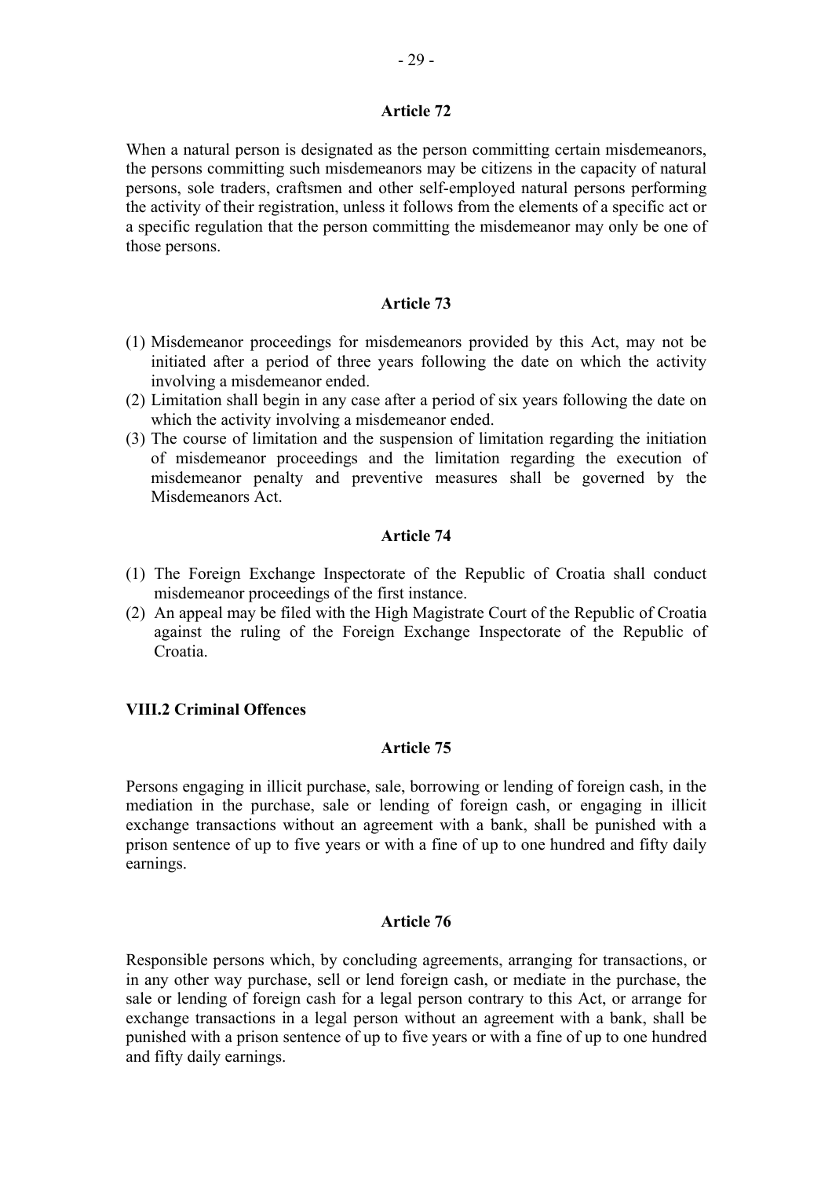### Article 72

When a natural person is designated as the person committing certain misdemeanors, the persons committing such misdemeanors may be citizens in the capacity of natural persons, sole traders, craftsmen and other self-employed natural persons performing the activity of their registration, unless it follows from the elements of a specific act or a specific regulation that the person committing the misdemeanor may only be one of those persons.

### Article 73

(1) Misdemeanor proceedings for misdemeanors provided by this Act, may not be initiated after a period of three years following the date on which the activity involving a misdemeanor ended.
(2) Limitation shall begin in any case after a period of six years following the date on which the activity involving a misdemeanor ended.
(3) The course of limitation and the suspension of limitation regarding the initiation of misdemeanor proceedings and the limitation regarding the execution of misdemeanor penalty and preventive measures shall be governed by the Misdemeanors Act.

### Article 74

(1) The Foreign Exchange Inspectorate of the Republic of Croatia shall conduct misdemeanor proceedings of the first instance.
(2) An appeal may be filed with the High Magistrate Court of the Republic of Croatia against the ruling of the Foreign Exchange Inspectorate of the Republic of Croatia.

## VIII.2 Criminal Offences

### Article 75

Persons engaging in illicit purchase, sale, borrowing or lending of foreign cash, in the mediation in the purchase, sale or lending of foreign cash, or engaging in illicit exchange transactions without an agreement with a bank, shall be punished with a prison sentence of up to five years or with a fine of up to one hundred and fifty daily earnings.

### Article 76

Responsible persons which, by concluding agreements, arranging for transactions, or in any other way purchase, sell or lend foreign cash, or mediate in the purchase, the sale or lending of foreign cash for a legal person contrary to this Act, or arrange for exchange transactions in a legal person without an agreement with a bank, shall be punished with a prison sentence of up to five years or with a fine of up to one hundred and fifty daily earnings.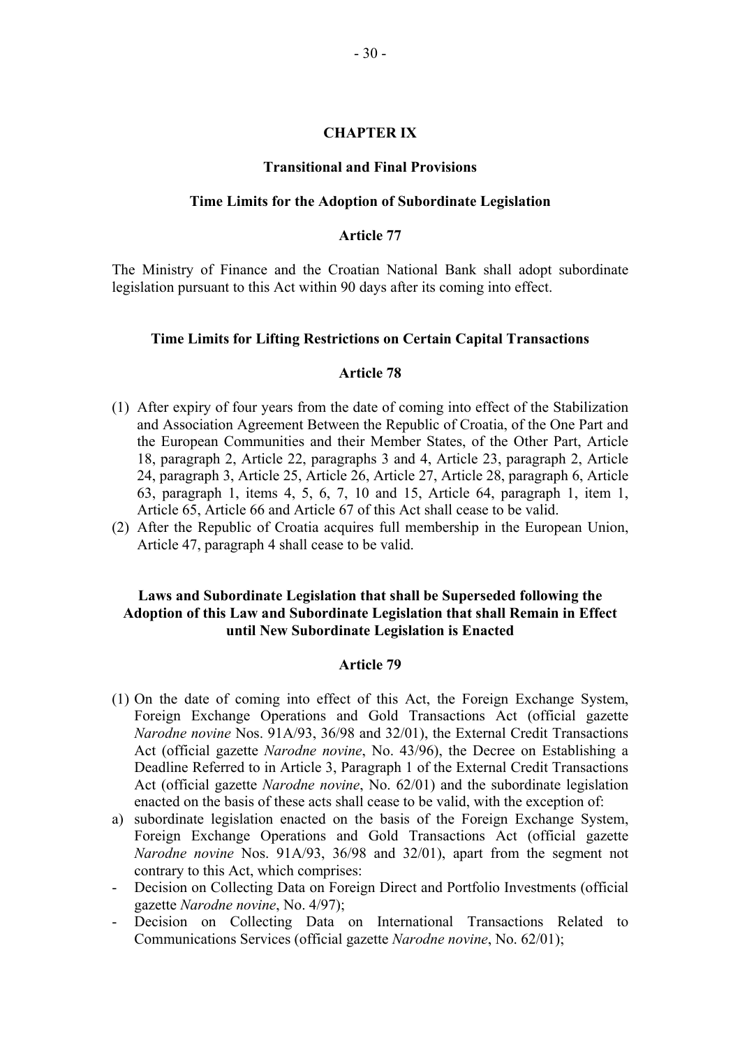## CHAPTER IX

### Transitional and Final Provisions

#### Time Limits for the Adoption of Subordinate Legislation

**Article 77**

The Ministry of Finance and the Croatian National Bank shall adopt subordinate legislation pursuant to this Act within 90 days after its coming into effect.

#### Time Limits for Lifting Restrictions on Certain Capital Transactions

**Article 78**

(1) After expiry of four years from the date of coming into effect of the Stabilization and Association Agreement Between the Republic of Croatia, of the One Part and the European Communities and their Member States, of the Other Part, Article 18, paragraph 2, Article 22, paragraphs 3 and 4, Article 23, paragraph 2, Article 24, paragraph 3, Article 25, Article 26, Article 27, Article 28, paragraph 6, Article 63, paragraph 1, items 4, 5, 6, 7, 10 and 15, Article 64, paragraph 1, item 1, Article 65, Article 66 and Article 67 of this Act shall cease to be valid.

(2) After the Republic of Croatia acquires full membership in the European Union, Article 47, paragraph 4 shall cease to be valid.

#### Laws and Subordinate Legislation that shall be Superseded following the Adoption of this Law and Subordinate Legislation that shall Remain in Effect until New Subordinate Legislation is Enacted

**Article 79**

(1) On the date of coming into effect of this Act, the Foreign Exchange System, Foreign Exchange Operations and Gold Transactions Act (official gazette *Narodne novine* Nos. 91A/93, 36/98 and 32/01), the External Credit Transactions Act (official gazette *Narodne novine*, No. 43/96), the Decree on Establishing a Deadline Referred to in Article 3, Paragraph 1 of the External Credit Transactions Act (official gazette *Narodne novine*, No. 62/01) and the subordinate legislation enacted on the basis of these acts shall cease to be valid, with the exception of:

a) subordinate legislation enacted on the basis of the Foreign Exchange System, Foreign Exchange Operations and Gold Transactions Act (official gazette *Narodne novine* Nos. 91A/93, 36/98 and 32/01), apart from the segment not contrary to this Act, which comprises:

- Decision on Collecting Data on Foreign Direct and Portfolio Investments (official gazette *Narodne novine*, No. 4/97);
- Decision on Collecting Data on International Transactions Related to Communications Services (official gazette *Narodne novine*, No. 62/01);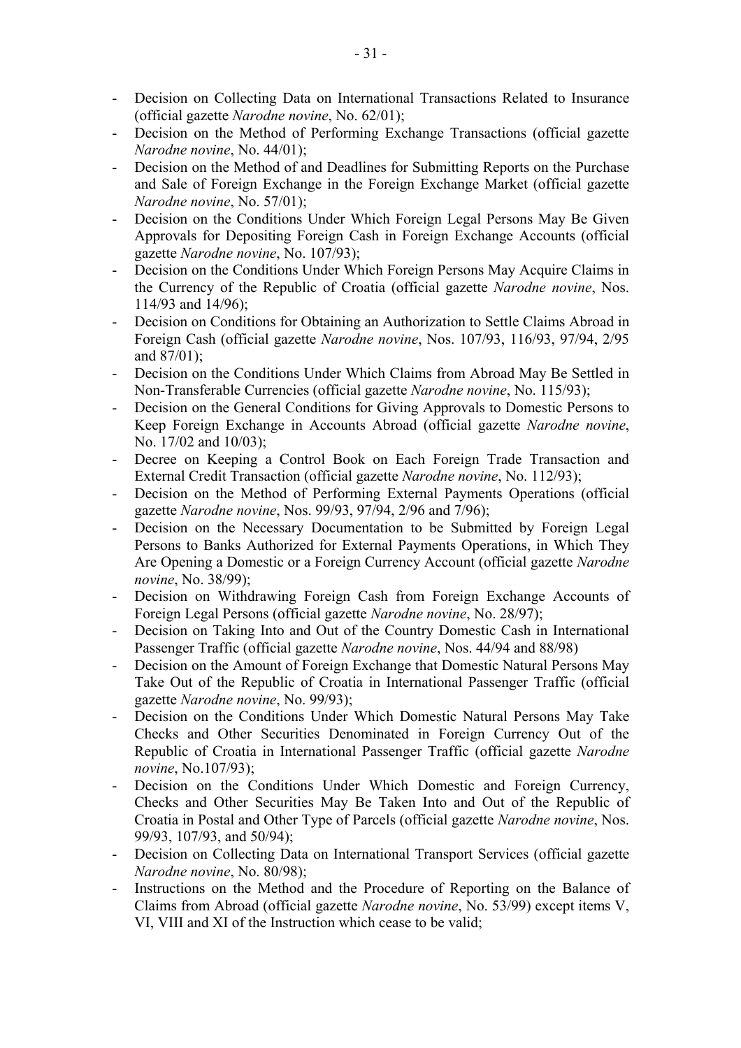- Decision on Collecting Data on International Transactions Related to Insurance (official gazette *Narodne novine*, No. 62/01);
- Decision on the Method of Performing Exchange Transactions (official gazette *Narodne novine*, No. 44/01);
- Decision on the Method of and Deadlines for Submitting Reports on the Purchase and Sale of Foreign Exchange in the Foreign Exchange Market (official gazette *Narodne novine*, No. 57/01);
- Decision on the Conditions Under Which Foreign Legal Persons May Be Given Approvals for Depositing Foreign Cash in Foreign Exchange Accounts (official gazette *Narodne novine*, No. 107/93);
- Decision on the Conditions Under Which Foreign Persons May Acquire Claims in the Currency of the Republic of Croatia (official gazette *Narodne novine*, Nos. 114/93 and 14/96);
- Decision on Conditions for Obtaining an Authorization to Settle Claims Abroad in Foreign Cash (official gazette *Narodne novine*, Nos. 107/93, 116/93, 97/94, 2/95 and 87/01);
- Decision on the Conditions Under Which Claims from Abroad May Be Settled in Non-Transferable Currencies (official gazette *Narodne novine*, No. 115/93);
- Decision on the General Conditions for Giving Approvals to Domestic Persons to Keep Foreign Exchange in Accounts Abroad (official gazette *Narodne novine*, No. 17/02 and 10/03);
- Decree on Keeping a Control Book on Each Foreign Trade Transaction and External Credit Transaction (official gazette *Narodne novine*, No. 112/93);
- Decision on the Method of Performing External Payments Operations (official gazette *Narodne novine*, Nos. 99/93, 97/94, 2/96 and 7/96);
- Decision on the Necessary Documentation to be Submitted by Foreign Legal Persons to Banks Authorized for External Payments Operations, in Which They Are Opening a Domestic or a Foreign Currency Account (official gazette *Narodne novine*, No. 38/99);
- Decision on Withdrawing Foreign Cash from Foreign Exchange Accounts of Foreign Legal Persons (official gazette *Narodne novine*, No. 28/97);
- Decision on Taking Into and Out of the Country Domestic Cash in International Passenger Traffic (official gazette *Narodne novine*, Nos. 44/94 and 88/98)
- Decision on the Amount of Foreign Exchange that Domestic Natural Persons May Take Out of the Republic of Croatia in International Passenger Traffic (official gazette *Narodne novine*, No. 99/93);
- Decision on the Conditions Under Which Domestic Natural Persons May Take Checks and Other Securities Denominated in Foreign Currency Out of the Republic of Croatia in International Passenger Traffic (official gazette *Narodne novine*, No.107/93);
- Decision on the Conditions Under Which Domestic and Foreign Currency, Checks and Other Securities May Be Taken Into and Out of the Republic of Croatia in Postal and Other Type of Parcels (official gazette *Narodne novine*, Nos. 99/93, 107/93, and 50/94);
- Decision on Collecting Data on International Transport Services (official gazette *Narodne novine*, No. 80/98);
- Instructions on the Method and the Procedure of Reporting on the Balance of Claims from Abroad (official gazette *Narodne novine*, No. 53/99) except items V, VI, VIII and XI of the Instruction which cease to be valid;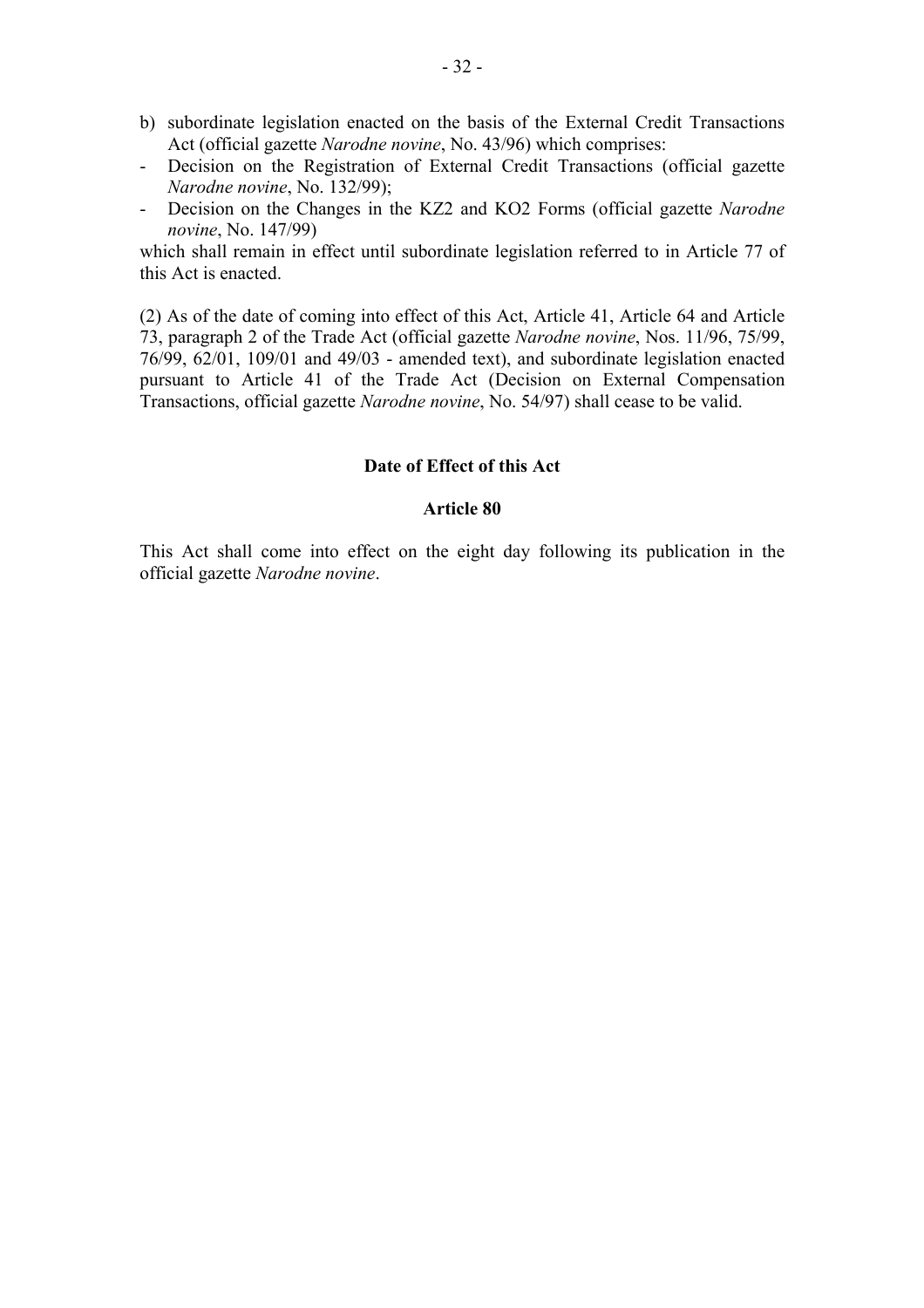b) subordinate legislation enacted on the basis of the External Credit Transactions Act (official gazette *Narodne novine*, No. 43/96) which comprises:
- Decision on the Registration of External Credit Transactions (official gazette *Narodne novine*, No. 132/99);
- Decision on the Changes in the KZ2 and KO2 Forms (official gazette *Narodne novine*, No. 147/99)

which shall remain in effect until subordinate legislation referred to in Article 77 of this Act is enacted.

(2) As of the date of coming into effect of this Act, Article 41, Article 64 and Article 73, paragraph 2 of the Trade Act (official gazette *Narodne novine*, Nos. 11/96, 75/99, 76/99, 62/01, 109/01 and 49/03 - amended text), and subordinate legislation enacted pursuant to Article 41 of the Trade Act (Decision on External Compensation Transactions, official gazette *Narodne novine*, No. 54/97) shall cease to be valid.

**Date of Effect of this Act**

**Article 80**

This Act shall come into effect on the eight day following its publication in the official gazette *Narodne novine*.